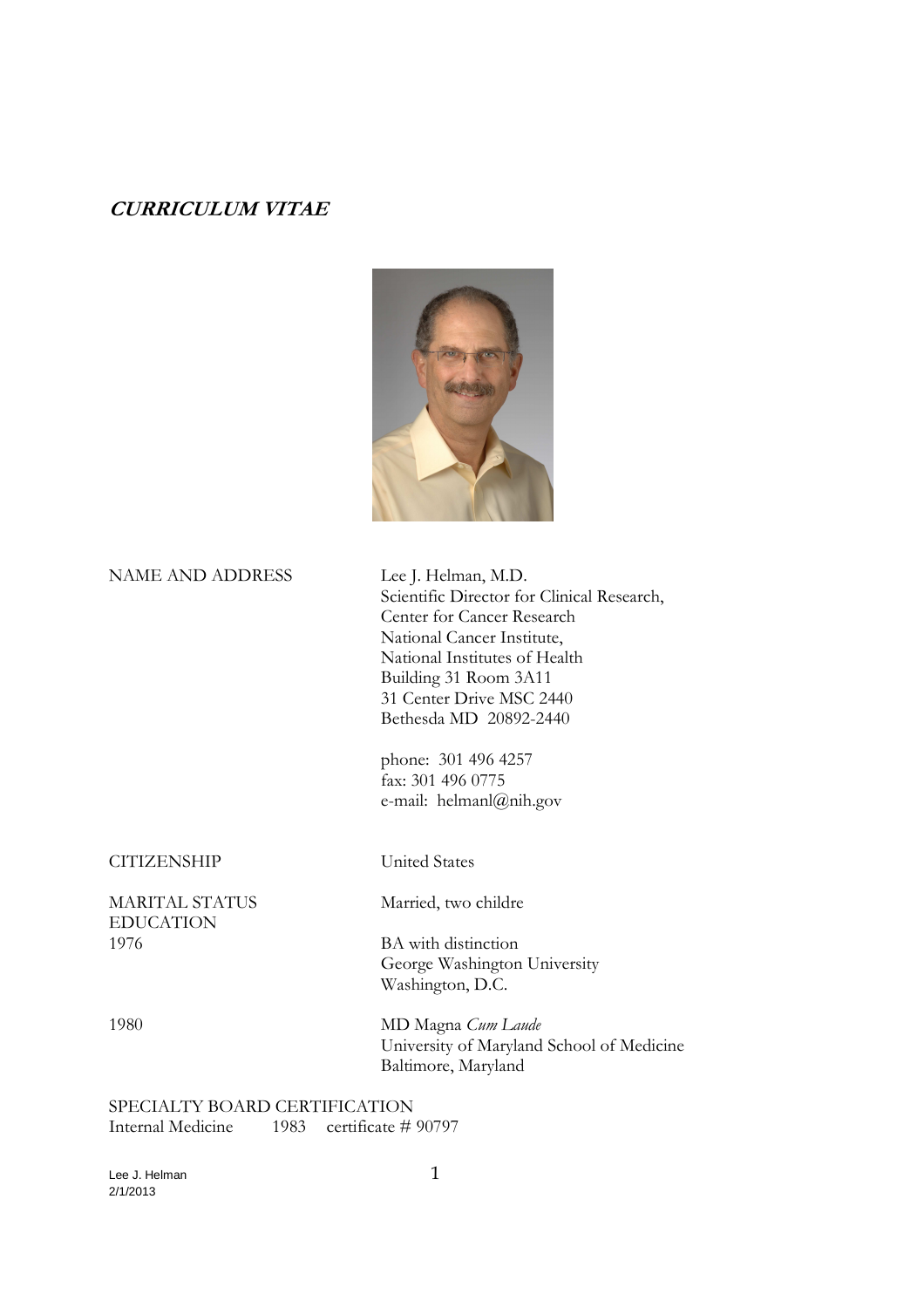***CURRICULUM VITAE***

| | |
|---|---|
| NAME AND ADDRESS | Lee J. Helman, M.D.<br>Scientific Director for Clinical Research,<br>Center for Cancer Research<br>National Cancer Institute,<br>National Institutes of Health<br>Building 31 Room 3A11<br>31 Center Drive MSC 2440<br>Bethesda MD 20892-2440<br><br>phone: 301 496 4257<br>fax: 301 496 0775<br>e-mail: helmanl@nih.gov |
| CITIZENSHIP | United States |
| MARITAL STATUS | Married, two childre |

EDUCATION

| | |
|---|---|
| 1976 | BA with distinction<br>George Washington University<br>Washington, D.C. |
| 1980 | MD Magna *Cum Laude*<br>University of Maryland School of Medicine<br>Baltimore, Maryland |

SPECIALTY BOARD CERTIFICATION

Internal Medicine 1983 certificate # 90797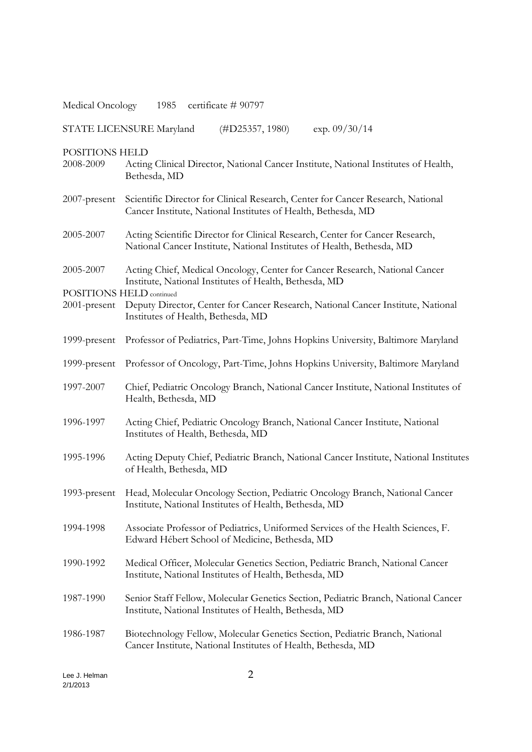Medical Oncology 1985 certificate # 90797

STATE LICENSURE Maryland (#D25357, 1980) exp. 09/30/14

POSITIONS HELD

| | |
|---|---|
| 2008-2009 | Acting Clinical Director, National Cancer Institute, National Institutes of Health, Bethesda, MD |
| 2007-present | Scientific Director for Clinical Research, Center for Cancer Research, National Cancer Institute, National Institutes of Health, Bethesda, MD |
| 2005-2007 | Acting Scientific Director for Clinical Research, Center for Cancer Research, National Cancer Institute, National Institutes of Health, Bethesda, MD |
| 2005-2007 | Acting Chief, Medical Oncology, Center for Cancer Research, National Cancer Institute, National Institutes of Health, Bethesda, MD |

POSITIONS HELD continued

| | |
|---|---|
| 2001-present | Deputy Director, Center for Cancer Research, National Cancer Institute, National Institutes of Health, Bethesda, MD |
| 1999-present | Professor of Pediatrics, Part-Time, Johns Hopkins University, Baltimore Maryland |
| 1999-present | Professor of Oncology, Part-Time, Johns Hopkins University, Baltimore Maryland |
| 1997-2007 | Chief, Pediatric Oncology Branch, National Cancer Institute, National Institutes of Health, Bethesda, MD |
| 1996-1997 | Acting Chief, Pediatric Oncology Branch, National Cancer Institute, National Institutes of Health, Bethesda, MD |
| 1995-1996 | Acting Deputy Chief, Pediatric Branch, National Cancer Institute, National Institutes of Health, Bethesda, MD |
| 1993-present | Head, Molecular Oncology Section, Pediatric Oncology Branch, National Cancer Institute, National Institutes of Health, Bethesda, MD |
| 1994-1998 | Associate Professor of Pediatrics, Uniformed Services of the Health Sciences, F. Edward Hébert School of Medicine, Bethesda, MD |
| 1990-1992 | Medical Officer, Molecular Genetics Section, Pediatric Branch, National Cancer Institute, National Institutes of Health, Bethesda, MD |
| 1987-1990 | Senior Staff Fellow, Molecular Genetics Section, Pediatric Branch, National Cancer Institute, National Institutes of Health, Bethesda, MD |
| 1986-1987 | Biotechnology Fellow, Molecular Genetics Section, Pediatric Branch, National Cancer Institute, National Institutes of Health, Bethesda, MD |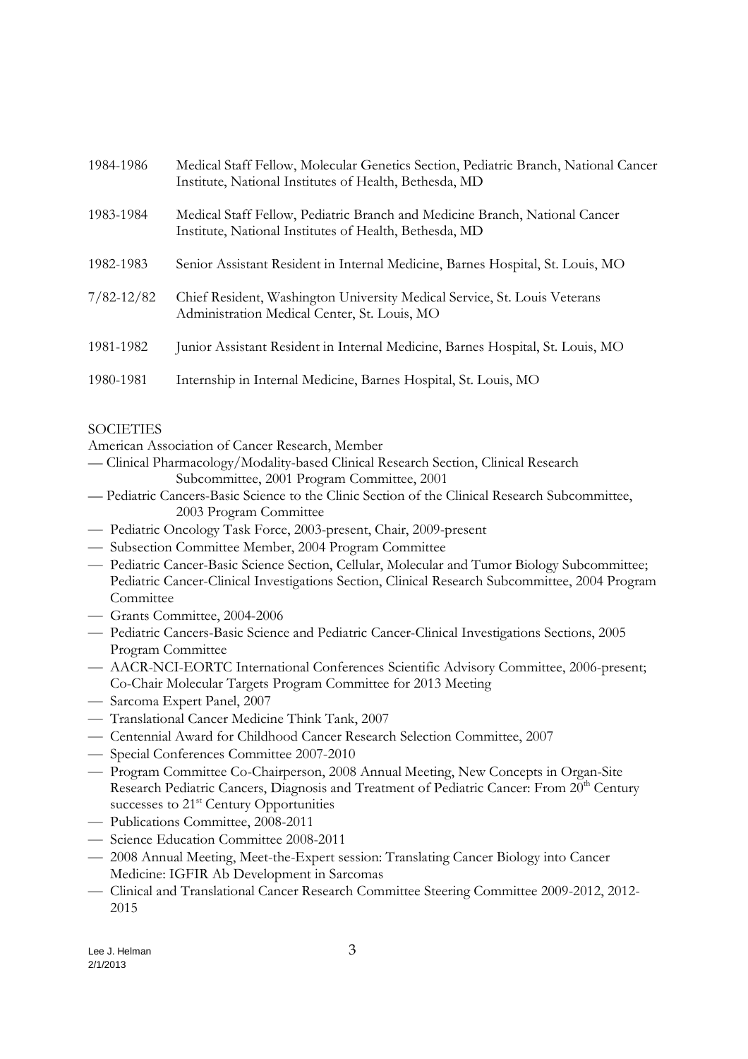| | |
|---|---|
| 1984-1986 | Medical Staff Fellow, Molecular Genetics Section, Pediatric Branch, National Cancer Institute, National Institutes of Health, Bethesda, MD |
| 1983-1984 | Medical Staff Fellow, Pediatric Branch and Medicine Branch, National Cancer Institute, National Institutes of Health, Bethesda, MD |
| 1982-1983 | Senior Assistant Resident in Internal Medicine, Barnes Hospital, St. Louis, MO |
| 7/82-12/82 | Chief Resident, Washington University Medical Service, St. Louis Veterans Administration Medical Center, St. Louis, MO |
| 1981-1982 | Junior Assistant Resident in Internal Medicine, Barnes Hospital, St. Louis, MO |
| 1980-1981 | Internship in Internal Medicine, Barnes Hospital, St. Louis, MO |

SOCIETIES

American Association of Cancer Research, Member

— Clinical Pharmacology/Modality-based Clinical Research Section, Clinical Research Subcommittee, 2001 Program Committee, 2001
— Pediatric Cancers-Basic Science to the Clinic Section of the Clinical Research Subcommittee, 2003 Program Committee
— Pediatric Oncology Task Force, 2003-present, Chair, 2009-present
— Subsection Committee Member, 2004 Program Committee
— Pediatric Cancer-Basic Science Section, Cellular, Molecular and Tumor Biology Subcommittee; Pediatric Cancer-Clinical Investigations Section, Clinical Research Subcommittee, 2004 Program Committee
— Grants Committee, 2004-2006
— Pediatric Cancers-Basic Science and Pediatric Cancer-Clinical Investigations Sections, 2005 Program Committee
— AACR-NCI-EORTC International Conferences Scientific Advisory Committee, 2006-present; Co-Chair Molecular Targets Program Committee for 2013 Meeting
— Sarcoma Expert Panel, 2007
— Translational Cancer Medicine Think Tank, 2007
— Centennial Award for Childhood Cancer Research Selection Committee, 2007
— Special Conferences Committee 2007-2010
— Program Committee Co-Chairperson, 2008 Annual Meeting, New Concepts in Organ-Site Research Pediatric Cancers, Diagnosis and Treatment of Pediatric Cancer: From 20th Century successes to 21st Century Opportunities
— Publications Committee, 2008-2011
— Science Education Committee 2008-2011
— 2008 Annual Meeting, Meet-the-Expert session: Translating Cancer Biology into Cancer Medicine: IGFIR Ab Development in Sarcomas
— Clinical and Translational Cancer Research Committee Steering Committee 2009-2012, 2012-2015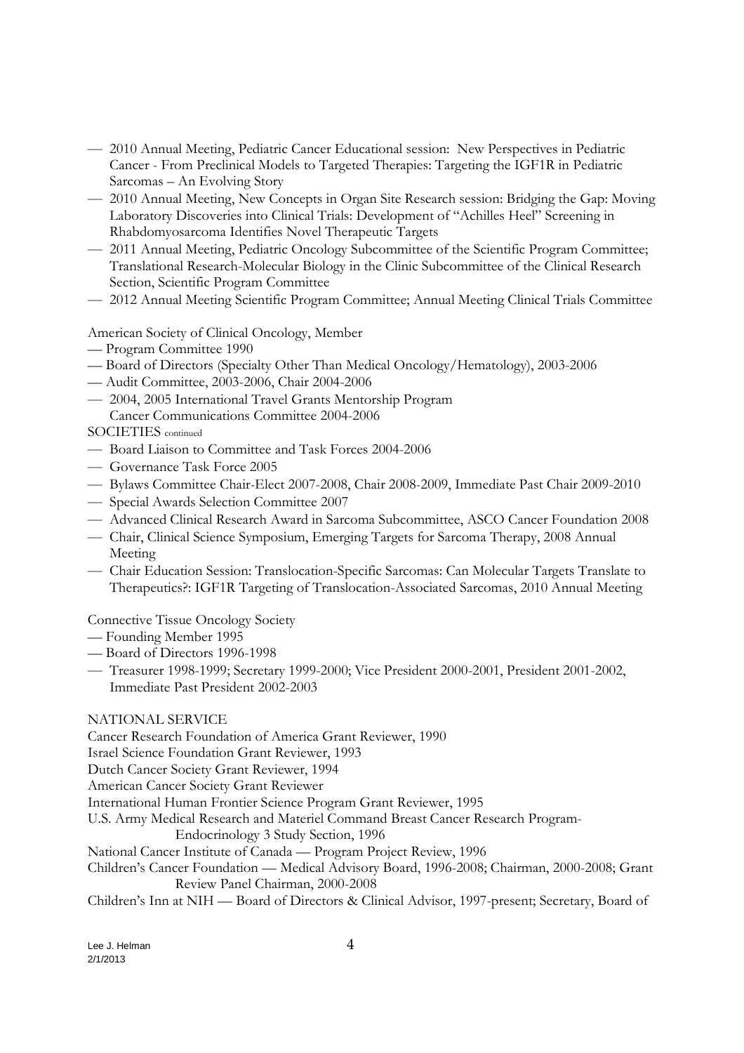- 2010 Annual Meeting, Pediatric Cancer Educational session: New Perspectives in Pediatric Cancer - From Preclinical Models to Targeted Therapies: Targeting the IGF1R in Pediatric Sarcomas – An Evolving Story
- 2010 Annual Meeting, New Concepts in Organ Site Research session: Bridging the Gap: Moving Laboratory Discoveries into Clinical Trials: Development of "Achilles Heel" Screening in Rhabdomyosarcoma Identifies Novel Therapeutic Targets
- 2011 Annual Meeting, Pediatric Oncology Subcommittee of the Scientific Program Committee; Translational Research-Molecular Biology in the Clinic Subcommittee of the Clinical Research Section, Scientific Program Committee
- 2012 Annual Meeting Scientific Program Committee; Annual Meeting Clinical Trials Committee

American Society of Clinical Oncology, Member

- Program Committee 1990
- Board of Directors (Specialty Other Than Medical Oncology/Hematology), 2003-2006
- Audit Committee, 2003-2006, Chair 2004-2006
- 2004, 2005 International Travel Grants Mentorship Program
  Cancer Communications Committee 2004-2006

SOCIETIES continued

- Board Liaison to Committee and Task Forces 2004-2006
- Governance Task Force 2005
- Bylaws Committee Chair-Elect 2007-2008, Chair 2008-2009, Immediate Past Chair 2009-2010
- Special Awards Selection Committee 2007
- Advanced Clinical Research Award in Sarcoma Subcommittee, ASCO Cancer Foundation 2008
- Chair, Clinical Science Symposium, Emerging Targets for Sarcoma Therapy, 2008 Annual Meeting
- Chair Education Session: Translocation-Specific Sarcomas: Can Molecular Targets Translate to Therapeutics?: IGF1R Targeting of Translocation-Associated Sarcomas, 2010 Annual Meeting

Connective Tissue Oncology Society

- Founding Member 1995
- Board of Directors 1996-1998
- Treasurer 1998-1999; Secretary 1999-2000; Vice President 2000-2001, President 2001-2002, Immediate Past President 2002-2003

NATIONAL SERVICE

Cancer Research Foundation of America Grant Reviewer, 1990

Israel Science Foundation Grant Reviewer, 1993

Dutch Cancer Society Grant Reviewer, 1994

American Cancer Society Grant Reviewer

International Human Frontier Science Program Grant Reviewer, 1995

U.S. Army Medical Research and Materiel Command Breast Cancer Research Program-
Endocrinology 3 Study Section, 1996

National Cancer Institute of Canada — Program Project Review, 1996

Children's Cancer Foundation — Medical Advisory Board, 1996-2008; Chairman, 2000-2008; Grant Review Panel Chairman, 2000-2008

Children's Inn at NIH — Board of Directors & Clinical Advisor, 1997-present; Secretary, Board of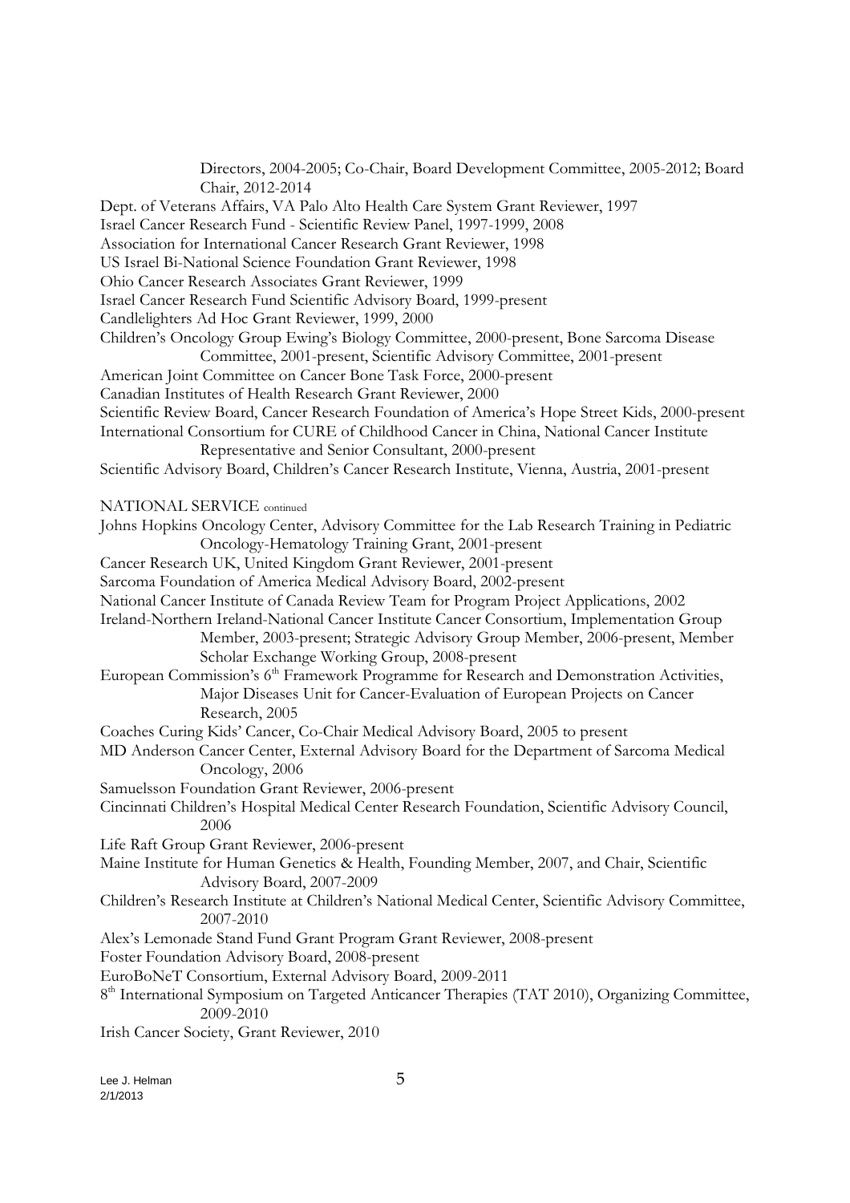Directors, 2004-2005; Co-Chair, Board Development Committee, 2005-2012; Board Chair, 2012-2014

Dept. of Veterans Affairs, VA Palo Alto Health Care System Grant Reviewer, 1997

Israel Cancer Research Fund - Scientific Review Panel, 1997-1999, 2008

Association for International Cancer Research Grant Reviewer, 1998

US Israel Bi-National Science Foundation Grant Reviewer, 1998

Ohio Cancer Research Associates Grant Reviewer, 1999

Israel Cancer Research Fund Scientific Advisory Board, 1999-present

Candlelighters Ad Hoc Grant Reviewer, 1999, 2000

Children's Oncology Group Ewing's Biology Committee, 2000-present, Bone Sarcoma Disease Committee, 2001-present, Scientific Advisory Committee, 2001-present

American Joint Committee on Cancer Bone Task Force, 2000-present

Canadian Institutes of Health Research Grant Reviewer, 2000

Scientific Review Board, Cancer Research Foundation of America's Hope Street Kids, 2000-present

International Consortium for CURE of Childhood Cancer in China, National Cancer Institute Representative and Senior Consultant, 2000-present

Scientific Advisory Board, Children's Cancer Research Institute, Vienna, Austria, 2001-present

NATIONAL SERVICE continued

Johns Hopkins Oncology Center, Advisory Committee for the Lab Research Training in Pediatric Oncology-Hematology Training Grant, 2001-present

Cancer Research UK, United Kingdom Grant Reviewer, 2001-present

Sarcoma Foundation of America Medical Advisory Board, 2002-present

National Cancer Institute of Canada Review Team for Program Project Applications, 2002

Ireland-Northern Ireland-National Cancer Institute Cancer Consortium, Implementation Group Member, 2003-present; Strategic Advisory Group Member, 2006-present, Member Scholar Exchange Working Group, 2008-present

European Commission's 6th Framework Programme for Research and Demonstration Activities, Major Diseases Unit for Cancer-Evaluation of European Projects on Cancer Research, 2005

Coaches Curing Kids' Cancer, Co-Chair Medical Advisory Board, 2005 to present

MD Anderson Cancer Center, External Advisory Board for the Department of Sarcoma Medical Oncology, 2006

Samuelsson Foundation Grant Reviewer, 2006-present

Cincinnati Children's Hospital Medical Center Research Foundation, Scientific Advisory Council, 2006

Life Raft Group Grant Reviewer, 2006-present

Maine Institute for Human Genetics & Health, Founding Member, 2007, and Chair, Scientific Advisory Board, 2007-2009

Children's Research Institute at Children's National Medical Center, Scientific Advisory Committee, 2007-2010

Alex's Lemonade Stand Fund Grant Program Grant Reviewer, 2008-present

Foster Foundation Advisory Board, 2008-present

EuroBoNeT Consortium, External Advisory Board, 2009-2011

8th International Symposium on Targeted Anticancer Therapies (TAT 2010), Organizing Committee, 2009-2010

Irish Cancer Society, Grant Reviewer, 2010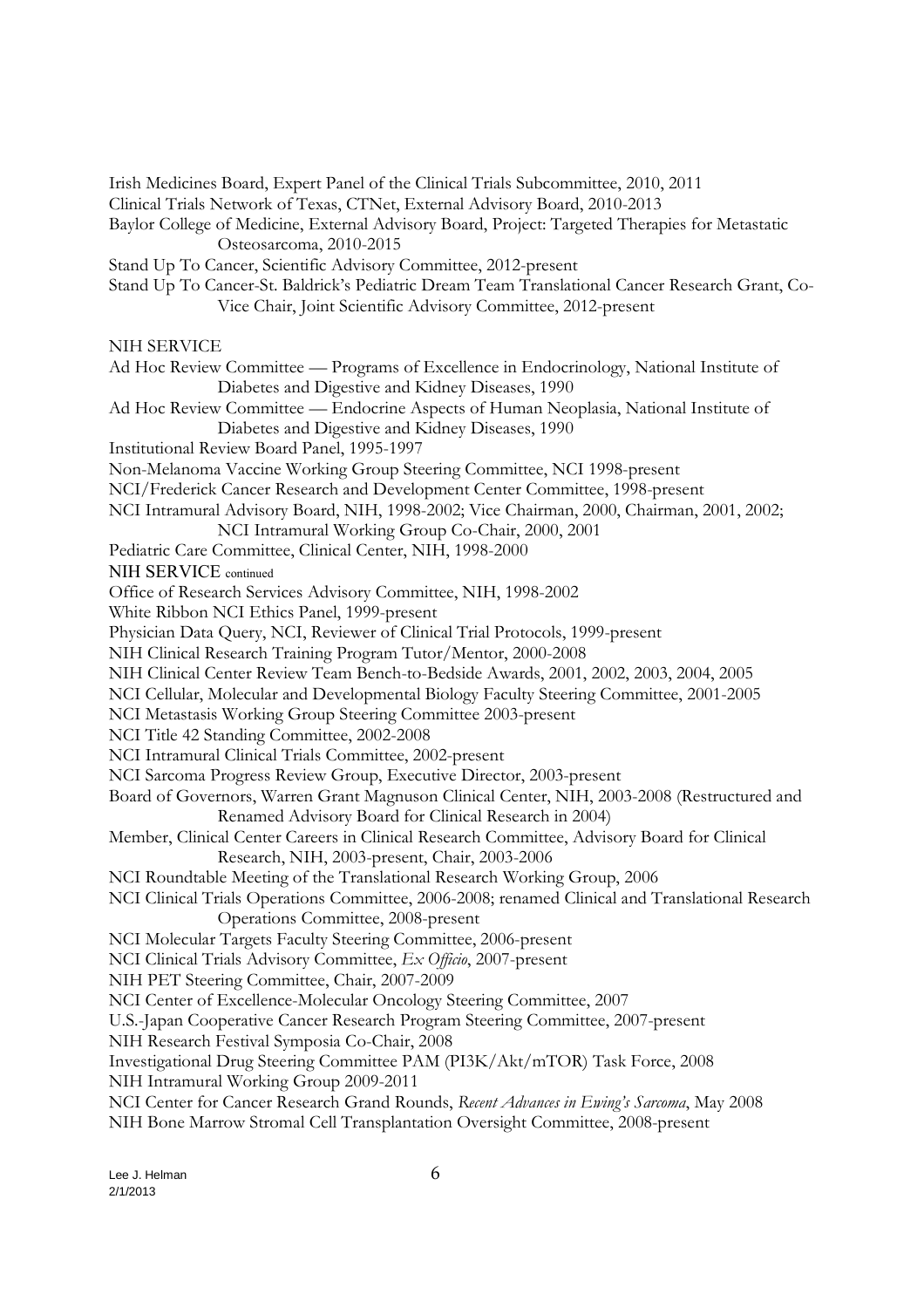Irish Medicines Board, Expert Panel of the Clinical Trials Subcommittee, 2010, 2011

Clinical Trials Network of Texas, CTNet, External Advisory Board, 2010-2013

Baylor College of Medicine, External Advisory Board, Project: Targeted Therapies for Metastatic Osteosarcoma, 2010-2015

Stand Up To Cancer, Scientific Advisory Committee, 2012-present

Stand Up To Cancer-St. Baldrick's Pediatric Dream Team Translational Cancer Research Grant, Co-Vice Chair, Joint Scientific Advisory Committee, 2012-present

## NIH SERVICE

Ad Hoc Review Committee — Programs of Excellence in Endocrinology, National Institute of Diabetes and Digestive and Kidney Diseases, 1990

Ad Hoc Review Committee — Endocrine Aspects of Human Neoplasia, National Institute of Diabetes and Digestive and Kidney Diseases, 1990

Institutional Review Board Panel, 1995-1997

Non-Melanoma Vaccine Working Group Steering Committee, NCI 1998-present

NCI/Frederick Cancer Research and Development Center Committee, 1998-present

NCI Intramural Advisory Board, NIH, 1998-2002; Vice Chairman, 2000, Chairman, 2001, 2002; NCI Intramural Working Group Co-Chair, 2000, 2001

Pediatric Care Committee, Clinical Center, NIH, 1998-2000

## NIH SERVICE continued

Office of Research Services Advisory Committee, NIH, 1998-2002

White Ribbon NCI Ethics Panel, 1999-present

Physician Data Query, NCI, Reviewer of Clinical Trial Protocols, 1999-present

NIH Clinical Research Training Program Tutor/Mentor, 2000-2008

NIH Clinical Center Review Team Bench-to-Bedside Awards, 2001, 2002, 2003, 2004, 2005

NCI Cellular, Molecular and Developmental Biology Faculty Steering Committee, 2001-2005

NCI Metastasis Working Group Steering Committee 2003-present

NCI Title 42 Standing Committee, 2002-2008

NCI Intramural Clinical Trials Committee, 2002-present

NCI Sarcoma Progress Review Group, Executive Director, 2003-present

Board of Governors, Warren Grant Magnuson Clinical Center, NIH, 2003-2008 (Restructured and Renamed Advisory Board for Clinical Research in 2004)

Member, Clinical Center Careers in Clinical Research Committee, Advisory Board for Clinical Research, NIH, 2003-present, Chair, 2003-2006

NCI Roundtable Meeting of the Translational Research Working Group, 2006

NCI Clinical Trials Operations Committee, 2006-2008; renamed Clinical and Translational Research Operations Committee, 2008-present

NCI Molecular Targets Faculty Steering Committee, 2006-present

NCI Clinical Trials Advisory Committee, *Ex Officio*, 2007-present

NIH PET Steering Committee, Chair, 2007-2009

NCI Center of Excellence-Molecular Oncology Steering Committee, 2007

U.S.-Japan Cooperative Cancer Research Program Steering Committee, 2007-present

NIH Research Festival Symposia Co-Chair, 2008

Investigational Drug Steering Committee PAM (PI3K/Akt/mTOR) Task Force, 2008

NIH Intramural Working Group 2009-2011

NCI Center for Cancer Research Grand Rounds, *Recent Advances in Ewing's Sarcoma*, May 2008

NIH Bone Marrow Stromal Cell Transplantation Oversight Committee, 2008-present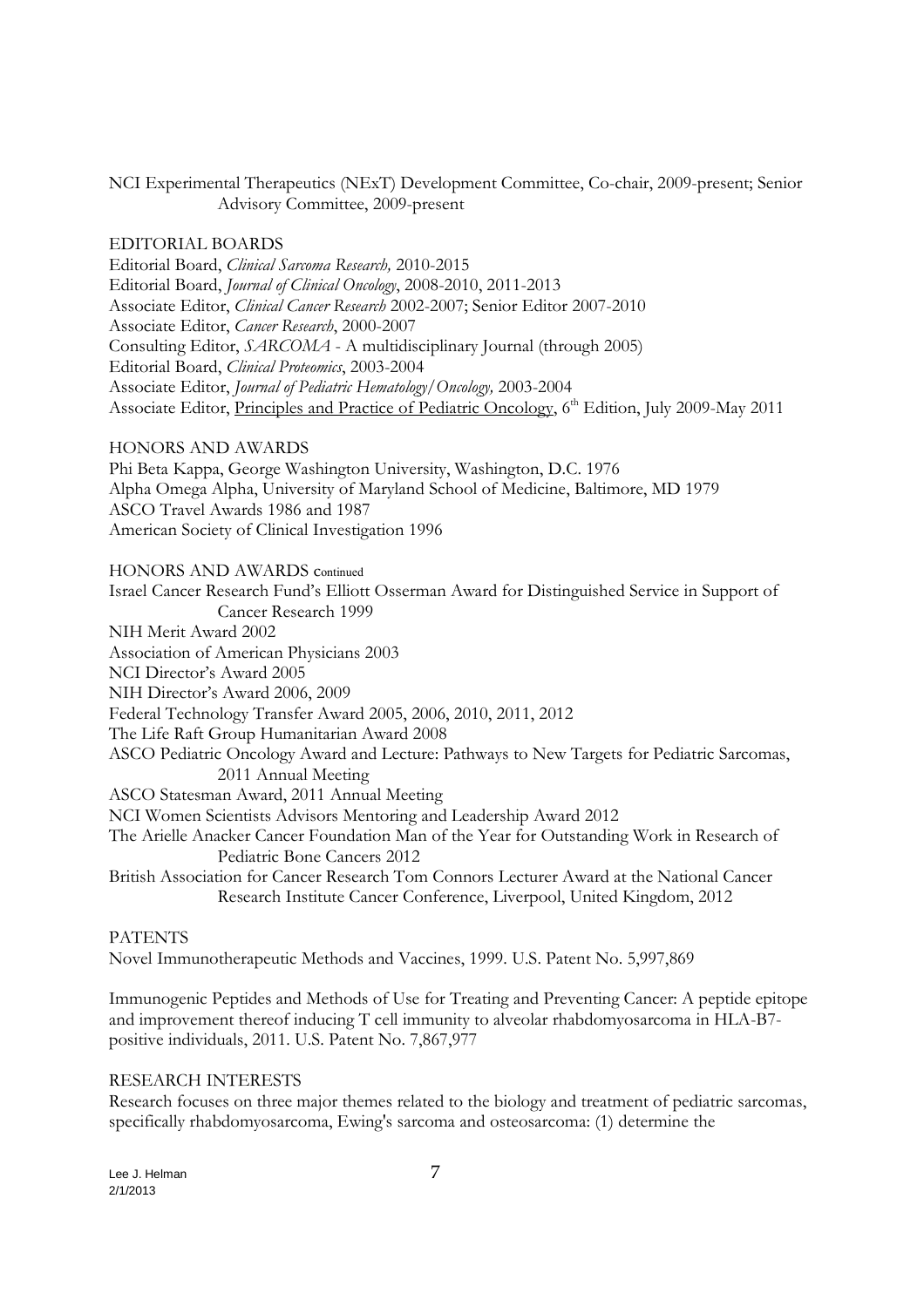NCI Experimental Therapeutics (NExT) Development Committee, Co-chair, 2009-present; Senior Advisory Committee, 2009-present

## EDITORIAL BOARDS

Editorial Board, *Clinical Sarcoma Research,* 2010-2015
Editorial Board, *Journal of Clinical Oncology*, 2008-2010, 2011-2013
Associate Editor, *Clinical Cancer Research* 2002-2007; Senior Editor 2007-2010
Associate Editor, *Cancer Research*, 2000-2007
Consulting Editor, *SARCOMA* - A multidisciplinary Journal (through 2005)
Editorial Board, *Clinical Proteomics*, 2003-2004
Associate Editor, *Journal of Pediatric Hematology/Oncology,* 2003-2004
Associate Editor, <u>Principles and Practice of Pediatric Oncology</u>, 6th Edition, July 2009-May 2011

## HONORS AND AWARDS

Phi Beta Kappa, George Washington University, Washington, D.C. 1976
Alpha Omega Alpha, University of Maryland School of Medicine, Baltimore, MD 1979
ASCO Travel Awards 1986 and 1987
American Society of Clinical Investigation 1996

## HONORS AND AWARDS continued

Israel Cancer Research Fund's Elliott Osserman Award for Distinguished Service in Support of Cancer Research 1999
NIH Merit Award 2002
Association of American Physicians 2003
NCI Director's Award 2005
NIH Director's Award 2006, 2009
Federal Technology Transfer Award 2005, 2006, 2010, 2011, 2012
The Life Raft Group Humanitarian Award 2008
ASCO Pediatric Oncology Award and Lecture: Pathways to New Targets for Pediatric Sarcomas, 2011 Annual Meeting
ASCO Statesman Award, 2011 Annual Meeting
NCI Women Scientists Advisors Mentoring and Leadership Award 2012
The Arielle Anacker Cancer Foundation Man of the Year for Outstanding Work in Research of Pediatric Bone Cancers 2012
British Association for Cancer Research Tom Connors Lecturer Award at the National Cancer Research Institute Cancer Conference, Liverpool, United Kingdom, 2012

## PATENTS

Novel Immunotherapeutic Methods and Vaccines, 1999. U.S. Patent No. 5,997,869

Immunogenic Peptides and Methods of Use for Treating and Preventing Cancer: A peptide epitope and improvement thereof inducing T cell immunity to alveolar rhabdomyosarcoma in HLA-B7-positive individuals, 2011. U.S. Patent No. 7,867,977

## RESEARCH INTERESTS

Research focuses on three major themes related to the biology and treatment of pediatric sarcomas, specifically rhabdomyosarcoma, Ewing's sarcoma and osteosarcoma: (1) determine the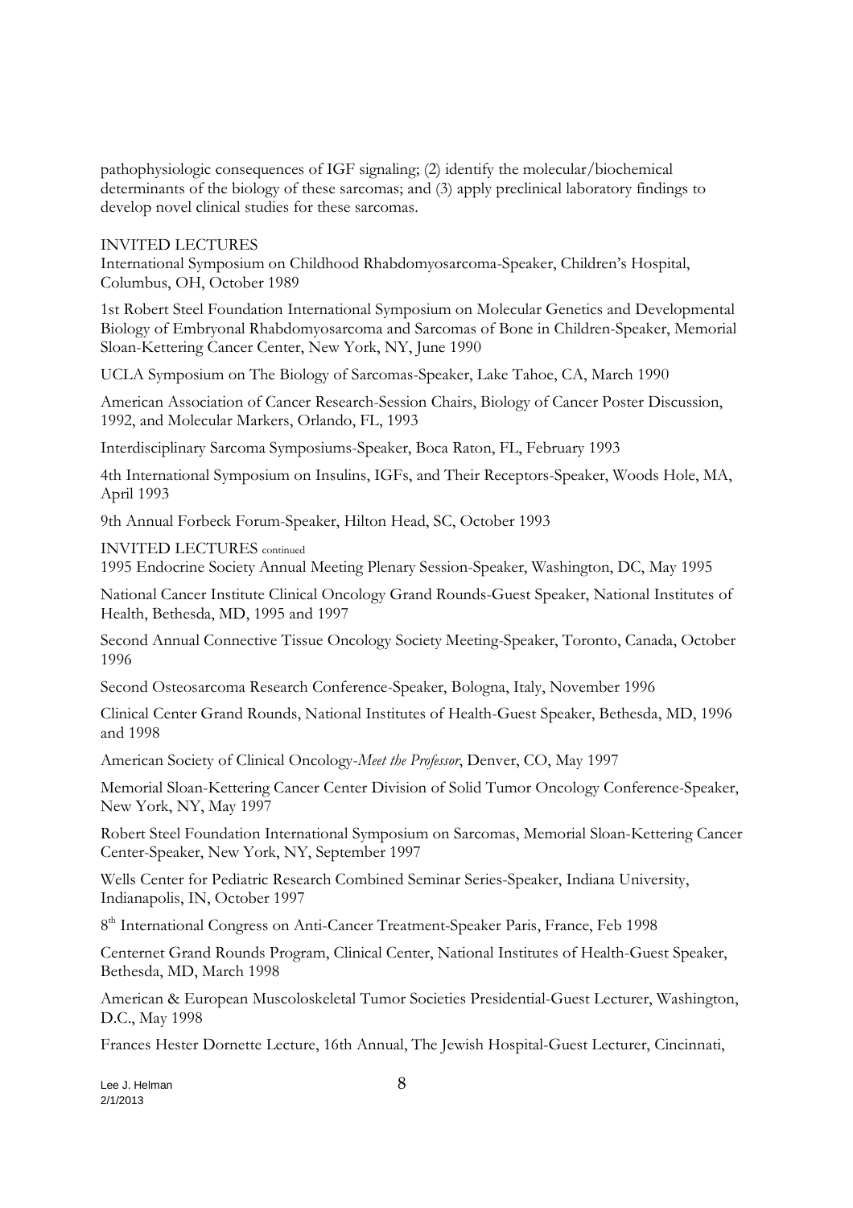pathophysiologic consequences of IGF signaling; (2) identify the molecular/biochemical determinants of the biology of these sarcomas; and (3) apply preclinical laboratory findings to develop novel clinical studies for these sarcomas.

## INVITED LECTURES

International Symposium on Childhood Rhabdomyosarcoma-Speaker, Children's Hospital, Columbus, OH, October 1989

1st Robert Steel Foundation International Symposium on Molecular Genetics and Developmental Biology of Embryonal Rhabdomyosarcoma and Sarcomas of Bone in Children-Speaker, Memorial Sloan-Kettering Cancer Center, New York, NY, June 1990

UCLA Symposium on The Biology of Sarcomas-Speaker, Lake Tahoe, CA, March 1990

American Association of Cancer Research-Session Chairs, Biology of Cancer Poster Discussion, 1992, and Molecular Markers, Orlando, FL, 1993

Interdisciplinary Sarcoma Symposiums-Speaker, Boca Raton, FL, February 1993

4th International Symposium on Insulins, IGFs, and Their Receptors-Speaker, Woods Hole, MA, April 1993

9th Annual Forbeck Forum-Speaker, Hilton Head, SC, October 1993

## INVITED LECTURES continued

1995 Endocrine Society Annual Meeting Plenary Session-Speaker, Washington, DC, May 1995

National Cancer Institute Clinical Oncology Grand Rounds-Guest Speaker, National Institutes of Health, Bethesda, MD, 1995 and 1997

Second Annual Connective Tissue Oncology Society Meeting-Speaker, Toronto, Canada, October 1996

Second Osteosarcoma Research Conference-Speaker, Bologna, Italy, November 1996

Clinical Center Grand Rounds, National Institutes of Health-Guest Speaker, Bethesda, MD, 1996 and 1998

American Society of Clinical Oncology-*Meet the Professor*, Denver, CO, May 1997

Memorial Sloan-Kettering Cancer Center Division of Solid Tumor Oncology Conference-Speaker, New York, NY, May 1997

Robert Steel Foundation International Symposium on Sarcomas, Memorial Sloan-Kettering Cancer Center-Speaker, New York, NY, September 1997

Wells Center for Pediatric Research Combined Seminar Series-Speaker, Indiana University, Indianapolis, IN, October 1997

8th International Congress on Anti-Cancer Treatment-Speaker Paris, France, Feb 1998

Centernet Grand Rounds Program, Clinical Center, National Institutes of Health-Guest Speaker, Bethesda, MD, March 1998

American & European Muscoloskeletal Tumor Societies Presidential-Guest Lecturer, Washington, D.C., May 1998

Frances Hester Dornette Lecture, 16th Annual, The Jewish Hospital-Guest Lecturer, Cincinnati,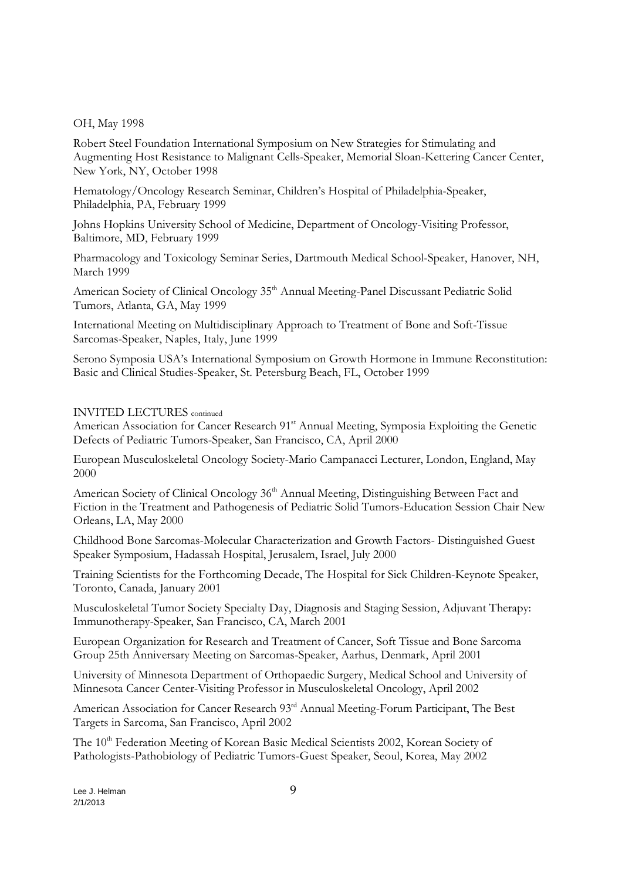OH, May 1998

Robert Steel Foundation International Symposium on New Strategies for Stimulating and Augmenting Host Resistance to Malignant Cells-Speaker, Memorial Sloan-Kettering Cancer Center, New York, NY, October 1998

Hematology/Oncology Research Seminar, Children's Hospital of Philadelphia-Speaker, Philadelphia, PA, February 1999

Johns Hopkins University School of Medicine, Department of Oncology-Visiting Professor, Baltimore, MD, February 1999

Pharmacology and Toxicology Seminar Series, Dartmouth Medical School-Speaker, Hanover, NH, March 1999

American Society of Clinical Oncology 35th Annual Meeting-Panel Discussant Pediatric Solid Tumors, Atlanta, GA, May 1999

International Meeting on Multidisciplinary Approach to Treatment of Bone and Soft-Tissue Sarcomas-Speaker, Naples, Italy, June 1999

Serono Symposia USA's International Symposium on Growth Hormone in Immune Reconstitution: Basic and Clinical Studies-Speaker, St. Petersburg Beach, FL, October 1999

INVITED LECTURES continued

American Association for Cancer Research 91st Annual Meeting, Symposia Exploiting the Genetic Defects of Pediatric Tumors-Speaker, San Francisco, CA, April 2000

European Musculoskeletal Oncology Society-Mario Campanacci Lecturer, London, England, May 2000

American Society of Clinical Oncology 36th Annual Meeting, Distinguishing Between Fact and Fiction in the Treatment and Pathogenesis of Pediatric Solid Tumors-Education Session Chair New Orleans, LA, May 2000

Childhood Bone Sarcomas-Molecular Characterization and Growth Factors- Distinguished Guest Speaker Symposium, Hadassah Hospital, Jerusalem, Israel, July 2000

Training Scientists for the Forthcoming Decade, The Hospital for Sick Children-Keynote Speaker, Toronto, Canada, January 2001

Musculoskeletal Tumor Society Specialty Day, Diagnosis and Staging Session, Adjuvant Therapy: Immunotherapy-Speaker, San Francisco, CA, March 2001

European Organization for Research and Treatment of Cancer, Soft Tissue and Bone Sarcoma Group 25th Anniversary Meeting on Sarcomas-Speaker, Aarhus, Denmark, April 2001

University of Minnesota Department of Orthopaedic Surgery, Medical School and University of Minnesota Cancer Center-Visiting Professor in Musculoskeletal Oncology, April 2002

American Association for Cancer Research 93rd Annual Meeting-Forum Participant, The Best Targets in Sarcoma, San Francisco, April 2002

The 10th Federation Meeting of Korean Basic Medical Scientists 2002, Korean Society of Pathologists-Pathobiology of Pediatric Tumors-Guest Speaker, Seoul, Korea, May 2002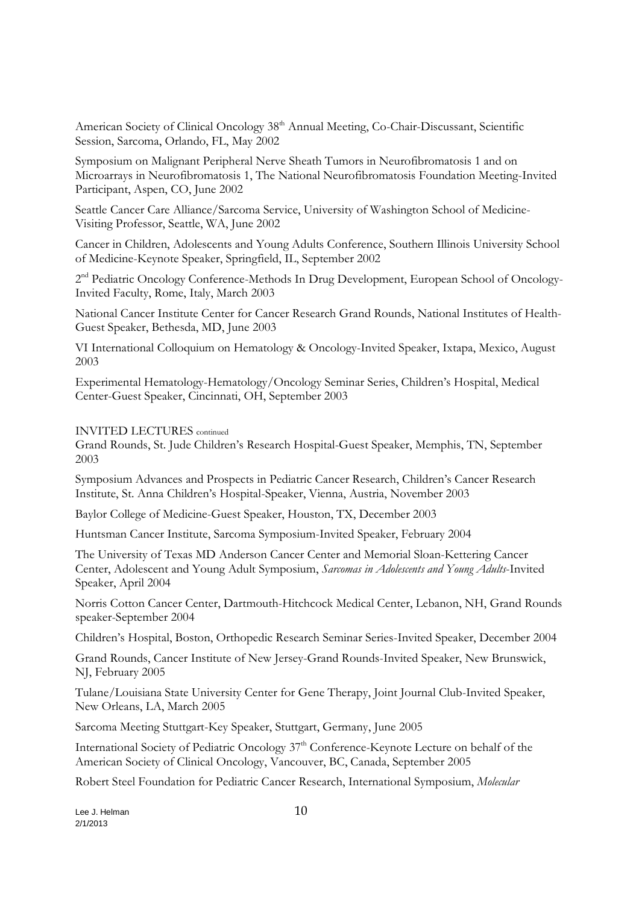American Society of Clinical Oncology 38th Annual Meeting, Co-Chair-Discussant, Scientific Session, Sarcoma, Orlando, FL, May 2002

Symposium on Malignant Peripheral Nerve Sheath Tumors in Neurofibromatosis 1 and on Microarrays in Neurofibromatosis 1, The National Neurofibromatosis Foundation Meeting-Invited Participant, Aspen, CO, June 2002

Seattle Cancer Care Alliance/Sarcoma Service, University of Washington School of Medicine-Visiting Professor, Seattle, WA, June 2002

Cancer in Children, Adolescents and Young Adults Conference, Southern Illinois University School of Medicine-Keynote Speaker, Springfield, IL, September 2002

2nd Pediatric Oncology Conference-Methods In Drug Development, European School of Oncology-Invited Faculty, Rome, Italy, March 2003

National Cancer Institute Center for Cancer Research Grand Rounds, National Institutes of Health-Guest Speaker, Bethesda, MD, June 2003

VI International Colloquium on Hematology & Oncology-Invited Speaker, Ixtapa, Mexico, August 2003

Experimental Hematology-Hematology/Oncology Seminar Series, Children's Hospital, Medical Center-Guest Speaker, Cincinnati, OH, September 2003

INVITED LECTURES continued

Grand Rounds, St. Jude Children's Research Hospital-Guest Speaker, Memphis, TN, September 2003

Symposium Advances and Prospects in Pediatric Cancer Research, Children's Cancer Research Institute, St. Anna Children's Hospital-Speaker, Vienna, Austria, November 2003

Baylor College of Medicine-Guest Speaker, Houston, TX, December 2003

Huntsman Cancer Institute, Sarcoma Symposium-Invited Speaker, February 2004

The University of Texas MD Anderson Cancer Center and Memorial Sloan-Kettering Cancer Center, Adolescent and Young Adult Symposium, *Sarcomas in Adolescents and Young Adults*-Invited Speaker, April 2004

Norris Cotton Cancer Center, Dartmouth-Hitchcock Medical Center, Lebanon, NH, Grand Rounds speaker-September 2004

Children's Hospital, Boston, Orthopedic Research Seminar Series-Invited Speaker, December 2004

Grand Rounds, Cancer Institute of New Jersey-Grand Rounds-Invited Speaker, New Brunswick, NJ, February 2005

Tulane/Louisiana State University Center for Gene Therapy, Joint Journal Club-Invited Speaker, New Orleans, LA, March 2005

Sarcoma Meeting Stuttgart-Key Speaker, Stuttgart, Germany, June 2005

International Society of Pediatric Oncology 37th Conference-Keynote Lecture on behalf of the American Society of Clinical Oncology, Vancouver, BC, Canada, September 2005

Robert Steel Foundation for Pediatric Cancer Research, International Symposium, *Molecular*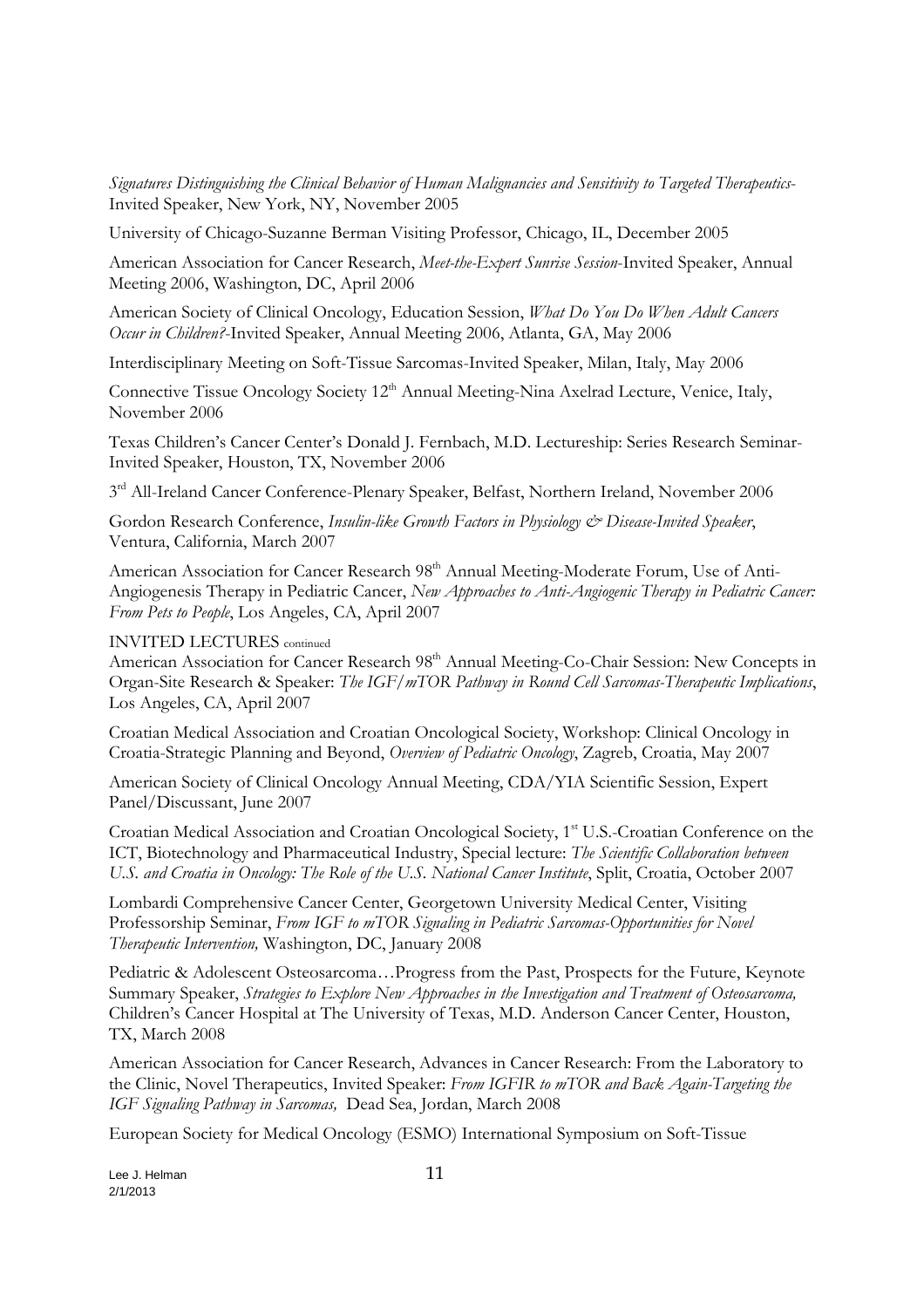*Signatures Distinguishing the Clinical Behavior of Human Malignancies and Sensitivity to Targeted Therapeutics*-Invited Speaker, New York, NY, November 2005

University of Chicago-Suzanne Berman Visiting Professor, Chicago, IL, December 2005

American Association for Cancer Research, *Meet-the-Expert Sunrise Session*-Invited Speaker, Annual Meeting 2006, Washington, DC, April 2006

American Society of Clinical Oncology, Education Session, *What Do You Do When Adult Cancers Occur in Children?*-Invited Speaker, Annual Meeting 2006, Atlanta, GA, May 2006

Interdisciplinary Meeting on Soft-Tissue Sarcomas-Invited Speaker, Milan, Italy, May 2006

Connective Tissue Oncology Society 12th Annual Meeting-Nina Axelrad Lecture, Venice, Italy, November 2006

Texas Children's Cancer Center's Donald J. Fernbach, M.D. Lectureship: Series Research Seminar-Invited Speaker, Houston, TX, November 2006

3rd All-Ireland Cancer Conference-Plenary Speaker, Belfast, Northern Ireland, November 2006

Gordon Research Conference, *Insulin-like Growth Factors in Physiology & Disease-Invited Speaker*, Ventura, California, March 2007

American Association for Cancer Research 98th Annual Meeting-Moderate Forum, Use of Anti-Angiogenesis Therapy in Pediatric Cancer, *New Approaches to Anti-Angiogenic Therapy in Pediatric Cancer: From Pets to People*, Los Angeles, CA, April 2007

INVITED LECTURES continued

American Association for Cancer Research 98th Annual Meeting-Co-Chair Session: New Concepts in Organ-Site Research & Speaker: *The IGF/mTOR Pathway in Round Cell Sarcomas-Therapeutic Implications*, Los Angeles, CA, April 2007

Croatian Medical Association and Croatian Oncological Society, Workshop: Clinical Oncology in Croatia-Strategic Planning and Beyond, *Overview of Pediatric Oncology*, Zagreb, Croatia, May 2007

American Society of Clinical Oncology Annual Meeting, CDA/YIA Scientific Session, Expert Panel/Discussant, June 2007

Croatian Medical Association and Croatian Oncological Society, 1st U.S.-Croatian Conference on the ICT, Biotechnology and Pharmaceutical Industry, Special lecture: *The Scientific Collaboration between U.S. and Croatia in Oncology: The Role of the U.S. National Cancer Institute*, Split, Croatia, October 2007

Lombardi Comprehensive Cancer Center, Georgetown University Medical Center, Visiting Professorship Seminar, *From IGF to mTOR Signaling in Pediatric Sarcomas-Opportunities for Novel Therapeutic Intervention,* Washington, DC, January 2008

Pediatric & Adolescent Osteosarcoma…Progress from the Past, Prospects for the Future, Keynote Summary Speaker, *Strategies to Explore New Approaches in the Investigation and Treatment of Osteosarcoma,* Children's Cancer Hospital at The University of Texas, M.D. Anderson Cancer Center, Houston, TX, March 2008

American Association for Cancer Research, Advances in Cancer Research: From the Laboratory to the Clinic, Novel Therapeutics, Invited Speaker: *From IGFIR to mTOR and Back Again-Targeting the IGF Signaling Pathway in Sarcomas,* Dead Sea, Jordan, March 2008

European Society for Medical Oncology (ESMO) International Symposium on Soft-Tissue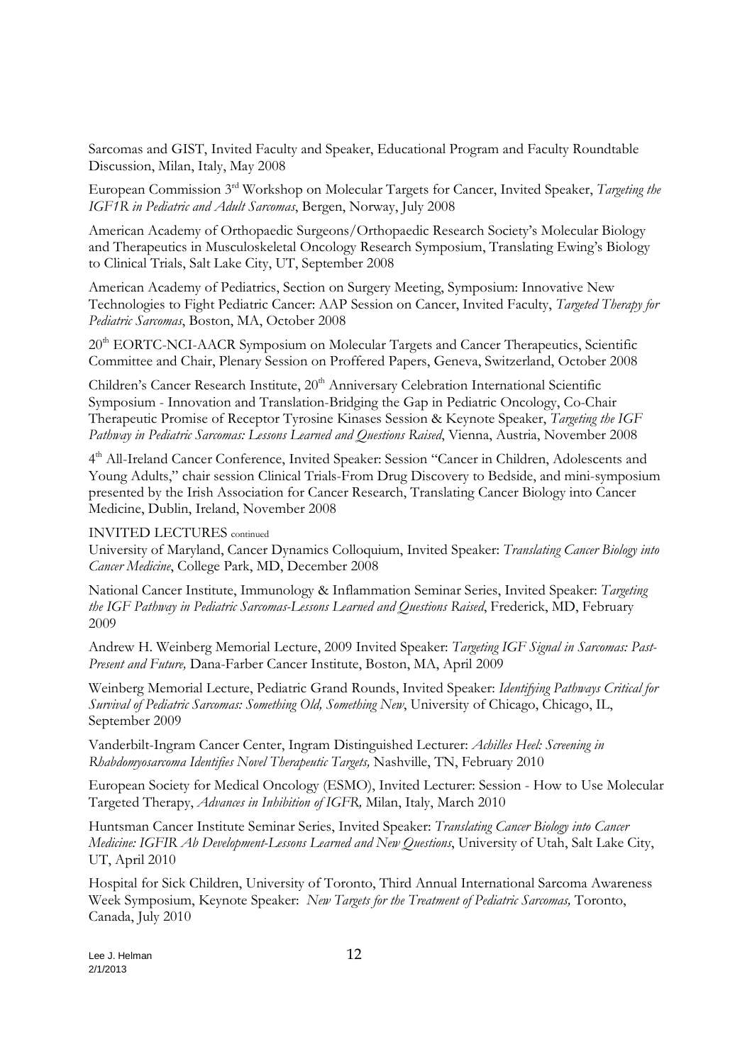Sarcomas and GIST, Invited Faculty and Speaker, Educational Program and Faculty Roundtable Discussion, Milan, Italy, May 2008

European Commission 3rd Workshop on Molecular Targets for Cancer, Invited Speaker, *Targeting the IGF1R in Pediatric and Adult Sarcomas*, Bergen, Norway, July 2008

American Academy of Orthopaedic Surgeons/Orthopaedic Research Society's Molecular Biology and Therapeutics in Musculoskeletal Oncology Research Symposium, Translating Ewing's Biology to Clinical Trials, Salt Lake City, UT, September 2008

American Academy of Pediatrics, Section on Surgery Meeting, Symposium: Innovative New Technologies to Fight Pediatric Cancer: AAP Session on Cancer, Invited Faculty, *Targeted Therapy for Pediatric Sarcomas*, Boston, MA, October 2008

20th EORTC-NCI-AACR Symposium on Molecular Targets and Cancer Therapeutics, Scientific Committee and Chair, Plenary Session on Proffered Papers, Geneva, Switzerland, October 2008

Children's Cancer Research Institute, 20th Anniversary Celebration International Scientific Symposium - Innovation and Translation-Bridging the Gap in Pediatric Oncology, Co-Chair Therapeutic Promise of Receptor Tyrosine Kinases Session & Keynote Speaker, *Targeting the IGF Pathway in Pediatric Sarcomas: Lessons Learned and Questions Raised*, Vienna, Austria, November 2008

4th All-Ireland Cancer Conference, Invited Speaker: Session "Cancer in Children, Adolescents and Young Adults," chair session Clinical Trials-From Drug Discovery to Bedside, and mini-symposium presented by the Irish Association for Cancer Research, Translating Cancer Biology into Cancer Medicine, Dublin, Ireland, November 2008

INVITED LECTURES continued

University of Maryland, Cancer Dynamics Colloquium, Invited Speaker: *Translating Cancer Biology into Cancer Medicine*, College Park, MD, December 2008

National Cancer Institute, Immunology & Inflammation Seminar Series, Invited Speaker: *Targeting the IGF Pathway in Pediatric Sarcomas-Lessons Learned and Questions Raised*, Frederick, MD, February 2009

Andrew H. Weinberg Memorial Lecture, 2009 Invited Speaker: *Targeting IGF Signal in Sarcomas: Past-Present and Future,* Dana-Farber Cancer Institute, Boston, MA, April 2009

Weinberg Memorial Lecture, Pediatric Grand Rounds, Invited Speaker: *Identifying Pathways Critical for Survival of Pediatric Sarcomas: Something Old, Something New*, University of Chicago, Chicago, IL, September 2009

Vanderbilt-Ingram Cancer Center, Ingram Distinguished Lecturer: *Achilles Heel: Screening in Rhabdomyosarcoma Identifies Novel Therapeutic Targets,* Nashville, TN, February 2010

European Society for Medical Oncology (ESMO), Invited Lecturer: Session - How to Use Molecular Targeted Therapy, *Advances in Inhibition of IGFR,* Milan, Italy, March 2010

Huntsman Cancer Institute Seminar Series, Invited Speaker: *Translating Cancer Biology into Cancer Medicine: IGFIR Ab Development-Lessons Learned and New Questions*, University of Utah, Salt Lake City, UT, April 2010

Hospital for Sick Children, University of Toronto, Third Annual International Sarcoma Awareness Week Symposium, Keynote Speaker: *New Targets for the Treatment of Pediatric Sarcomas,* Toronto, Canada, July 2010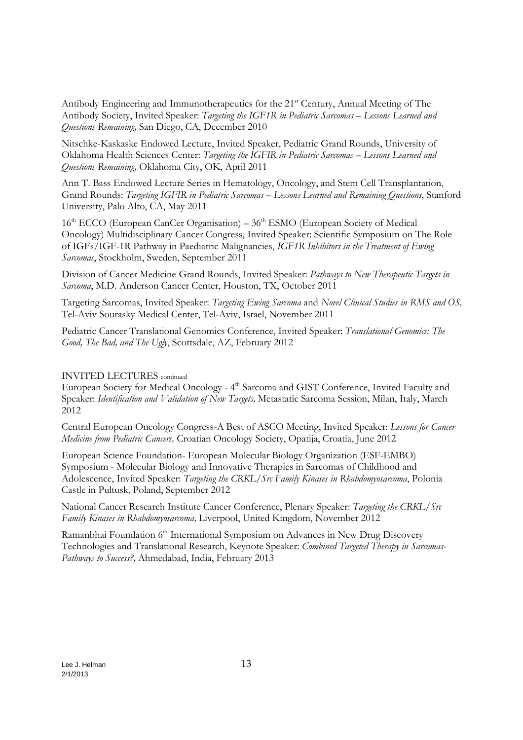Antibody Engineering and Immunotherapeutics for the 21st Century, Annual Meeting of The Antibody Society, Invited Speaker: *Targeting the IGF1R in Pediatric Sarcomas – Lessons Learned and Questions Remaining,* San Diego, CA, December 2010

Nitschke-Kaskaske Endowed Lecture, Invited Speaker, Pediatric Grand Rounds, University of Oklahoma Health Sciences Center: *Targeting the IGFIR in Pediatric Sarcomas – Lessons Learned and Questions Remaining,* Oklahoma City, OK, April 2011

Ann T. Bass Endowed Lecture Series in Hematology, Oncology, and Stem Cell Transplantation, Grand Rounds: *Targeting IGFIR in Pediatric Sarcomas – Lessons Learned and Remaining Questions*, Stanford University, Palo Alto, CA, May 2011

16th ECCO (European CanCer Organisation) – 36th ESMO (European Society of Medical Oncology) Multidisciplinary Cancer Congress, Invited Speaker: Scientific Symposium on The Role of IGFs/IGF-1R Pathway in Paediatric Malignancies, *IGF1R Inhibitors in the Treatment of Ewing Sarcomas*, Stockholm, Sweden, September 2011

Division of Cancer Medicine Grand Rounds, Invited Speaker: *Pathways to New Therapeutic Targets in Sarcoma*, M.D. Anderson Cancer Center, Houston, TX, October 2011

Targeting Sarcomas, Invited Speaker: *Targeting Ewing Sarcoma* and *Novel Clinical Studies in RMS and OS,* Tel-Aviv Sourasky Medical Center, Tel-Aviv, Israel, November 2011

Pediatric Cancer Translational Genomics Conference, Invited Speaker: *Translational Genomics: The Good, The Bad, and The Ugly*, Scottsdale, AZ, February 2012

INVITED LECTURES continued

European Society for Medical Oncology - 4th Sarcoma and GIST Conference, Invited Faculty and Speaker: *Identification and Validation of New Targets,* Metastatic Sarcoma Session, Milan, Italy, March 2012

Central European Oncology Congress-A Best of ASCO Meeting, Invited Speaker: *Lessons for Cancer Medicine from Pediatric Cancers,* Croatian Oncology Society, Opatija, Croatia, June 2012

European Science Foundation- European Molecular Biology Organization (ESF-EMBO) Symposium - Molecular Biology and Innovative Therapies in Sarcomas of Childhood and Adolescence, Invited Speaker: *Targeting the CRKL/Src Family Kinases in Rhabdomyosarcoma*, Polonia Castle in Pultusk, Poland, September 2012

National Cancer Research Institute Cancer Conference, Plenary Speaker: *Targeting the CRKL/Src Family Kinases in Rhabdomyosarcoma,* Liverpool, United Kingdom, November 2012

Ramanbhai Foundation 6th International Symposium on Advances in New Drug Discovery Technologies and Translational Research, Keynote Speaker: *Combined Targeted Therapy in Sarcomas-Pathways to Success?,* Ahmedabad, India, February 2013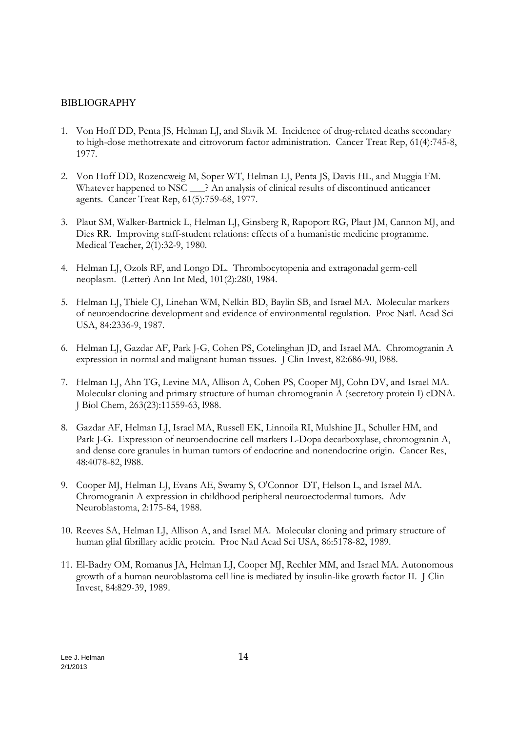BIBLIOGRAPHY

1. Von Hoff DD, Penta JS, Helman LJ, and Slavik M. Incidence of drug-related deaths secondary to high-dose methotrexate and citrovorum factor administration. Cancer Treat Rep, 61(4):745-8, 1977.

2. Von Hoff DD, Rozencweig M, Soper WT, Helman LJ, Penta JS, Davis HL, and Muggia FM. Whatever happened to NSC ___? An analysis of clinical results of discontinued anticancer agents. Cancer Treat Rep, 61(5):759-68, 1977.

3. Plaut SM, Walker-Bartnick L, Helman LJ, Ginsberg R, Rapoport RG, Plaut JM, Cannon MJ, and Dies RR. Improving staff-student relations: effects of a humanistic medicine programme. Medical Teacher, 2(1):32-9, 1980.

4. Helman LJ, Ozols RF, and Longo DL. Thrombocytopenia and extragonadal germ-cell neoplasm. (Letter) Ann Int Med, 101(2):280, 1984.

5. Helman LJ, Thiele CJ, Linehan WM, Nelkin BD, Baylin SB, and Israel MA. Molecular markers of neuroendocrine development and evidence of environmental regulation. Proc Natl. Acad Sci USA, 84:2336-9, 1987.

6. Helman LJ, Gazdar AF, Park J-G, Cohen PS, Cotelinghan JD, and Israel MA. Chromogranin A expression in normal and malignant human tissues. J Clin Invest, 82:686-90, l988.

7. Helman LJ, Ahn TG, Levine MA, Allison A, Cohen PS, Cooper MJ, Cohn DV, and Israel MA. Molecular cloning and primary structure of human chromogranin A (secretory protein I) cDNA. J Biol Chem, 263(23):11559-63, l988.

8. Gazdar AF, Helman LJ, Israel MA, Russell EK, Linnoila RI, Mulshine JL, Schuller HM, and Park J-G. Expression of neuroendocrine cell markers L-Dopa decarboxylase, chromogranin A, and dense core granules in human tumors of endocrine and nonendocrine origin. Cancer Res, 48:4078-82, l988.

9. Cooper MJ, Helman LJ, Evans AE, Swamy S, O'Connor DT, Helson L, and Israel MA. Chromogranin A expression in childhood peripheral neuroectodermal tumors. Adv Neuroblastoma, 2:175-84, 1988.

10. Reeves SA, Helman LJ, Allison A, and Israel MA. Molecular cloning and primary structure of human glial fibrillary acidic protein. Proc Natl Acad Sci USA, 86:5178-82, 1989.

11. El-Badry OM, Romanus JA, Helman LJ, Cooper MJ, Rechler MM, and Israel MA. Autonomous growth of a human neuroblastoma cell line is mediated by insulin-like growth factor II. J Clin Invest, 84:829-39, 1989.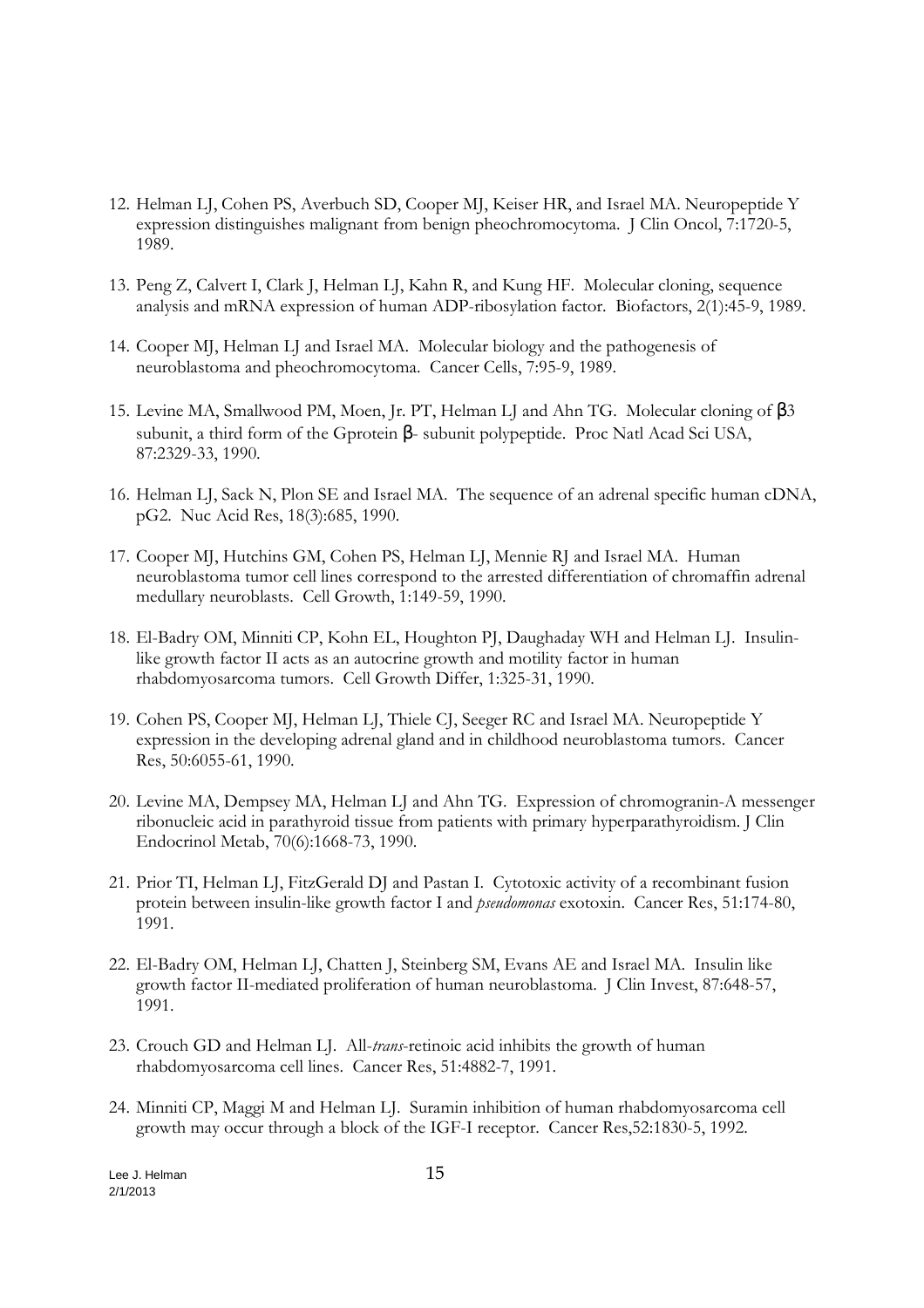12. Helman LJ, Cohen PS, Averbuch SD, Cooper MJ, Keiser HR, and Israel MA. Neuropeptide Y expression distinguishes malignant from benign pheochromocytoma. J Clin Oncol, 7:1720-5, 1989.

13. Peng Z, Calvert I, Clark J, Helman LJ, Kahn R, and Kung HF. Molecular cloning, sequence analysis and mRNA expression of human ADP-ribosylation factor. Biofactors, 2(1):45-9, 1989.

14. Cooper MJ, Helman LJ and Israel MA. Molecular biology and the pathogenesis of neuroblastoma and pheochromocytoma. Cancer Cells, 7:95-9, 1989.

15. Levine MA, Smallwood PM, Moen, Jr. PT, Helman LJ and Ahn TG. Molecular cloning of β3 subunit, a third form of the Gprotein β- subunit polypeptide. Proc Natl Acad Sci USA, 87:2329-33, 1990.

16. Helman LJ, Sack N, Plon SE and Israel MA. The sequence of an adrenal specific human cDNA, pG2. Nuc Acid Res, 18(3):685, 1990.

17. Cooper MJ, Hutchins GM, Cohen PS, Helman LJ, Mennie RJ and Israel MA. Human neuroblastoma tumor cell lines correspond to the arrested differentiation of chromaffin adrenal medullary neuroblasts. Cell Growth, 1:149-59, 1990.

18. El-Badry OM, Minniti CP, Kohn EL, Houghton PJ, Daughaday WH and Helman LJ. Insulin-like growth factor II acts as an autocrine growth and motility factor in human rhabdomyosarcoma tumors. Cell Growth Differ, 1:325-31, 1990.

19. Cohen PS, Cooper MJ, Helman LJ, Thiele CJ, Seeger RC and Israel MA. Neuropeptide Y expression in the developing adrenal gland and in childhood neuroblastoma tumors. Cancer Res, 50:6055-61, 1990.

20. Levine MA, Dempsey MA, Helman LJ and Ahn TG. Expression of chromogranin-A messenger ribonucleic acid in parathyroid tissue from patients with primary hyperparathyroidism. J Clin Endocrinol Metab, 70(6):1668-73, 1990.

21. Prior TI, Helman LJ, FitzGerald DJ and Pastan I. Cytotoxic activity of a recombinant fusion protein between insulin-like growth factor I and *pseudomonas* exotoxin. Cancer Res, 51:174-80, 1991.

22. El-Badry OM, Helman LJ, Chatten J, Steinberg SM, Evans AE and Israel MA. Insulin like growth factor II-mediated proliferation of human neuroblastoma. J Clin Invest, 87:648-57, 1991.

23. Crouch GD and Helman LJ. All-*trans*-retinoic acid inhibits the growth of human rhabdomyosarcoma cell lines. Cancer Res, 51:4882-7, 1991.

24. Minniti CP, Maggi M and Helman LJ. Suramin inhibition of human rhabdomyosarcoma cell growth may occur through a block of the IGF-I receptor. Cancer Res,52:1830-5, 1992.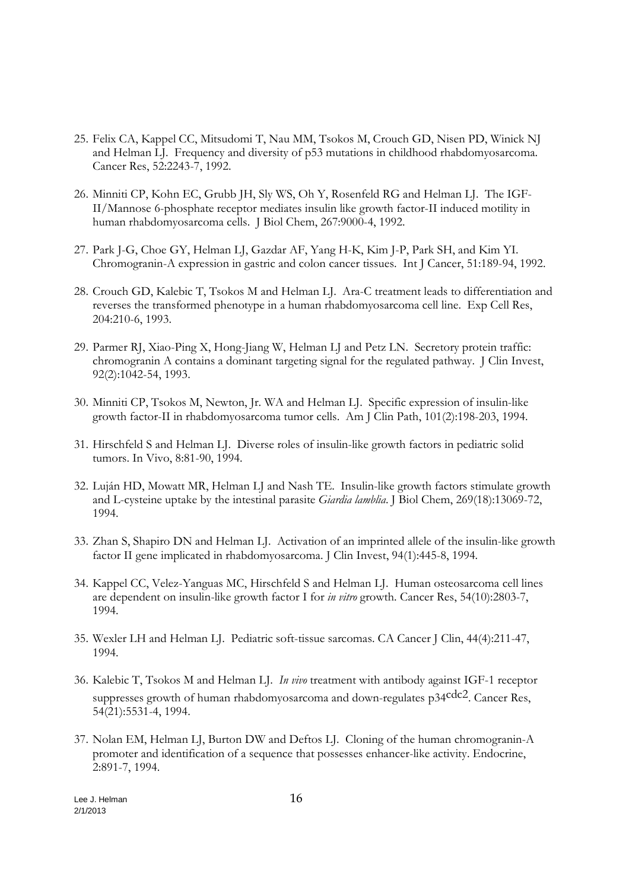25. Felix CA, Kappel CC, Mitsudomi T, Nau MM, Tsokos M, Crouch GD, Nisen PD, Winick NJ and Helman LJ. Frequency and diversity of p53 mutations in childhood rhabdomyosarcoma. Cancer Res, 52:2243-7, 1992.

26. Minniti CP, Kohn EC, Grubb JH, Sly WS, Oh Y, Rosenfeld RG and Helman LJ. The IGF-II/Mannose 6-phosphate receptor mediates insulin like growth factor-II induced motility in human rhabdomyosarcoma cells. J Biol Chem, 267:9000-4, 1992.

27. Park J-G, Choe GY, Helman LJ, Gazdar AF, Yang H-K, Kim J-P, Park SH, and Kim YI. Chromogranin-A expression in gastric and colon cancer tissues. Int J Cancer, 51:189-94, 1992.

28. Crouch GD, Kalebic T, Tsokos M and Helman LJ. Ara-C treatment leads to differentiation and reverses the transformed phenotype in a human rhabdomyosarcoma cell line. Exp Cell Res, 204:210-6, 1993.

29. Parmer RJ, Xiao-Ping X, Hong-Jiang W, Helman LJ and Petz LN. Secretory protein traffic: chromogranin A contains a dominant targeting signal for the regulated pathway. J Clin Invest, 92(2):1042-54, 1993.

30. Minniti CP, Tsokos M, Newton, Jr. WA and Helman LJ. Specific expression of insulin-like growth factor-II in rhabdomyosarcoma tumor cells. Am J Clin Path, 101(2):198-203, 1994.

31. Hirschfeld S and Helman LJ. Diverse roles of insulin-like growth factors in pediatric solid tumors. In Vivo, 8:81-90, 1994.

32. Luján HD, Mowatt MR, Helman LJ and Nash TE. Insulin-like growth factors stimulate growth and L-cysteine uptake by the intestinal parasite *Giardia lamblia*. J Biol Chem, 269(18):13069-72, 1994.

33. Zhan S, Shapiro DN and Helman LJ. Activation of an imprinted allele of the insulin-like growth factor II gene implicated in rhabdomyosarcoma. J Clin Invest, 94(1):445-8, 1994.

34. Kappel CC, Velez-Yanguas MC, Hirschfeld S and Helman LJ. Human osteosarcoma cell lines are dependent on insulin-like growth factor I for *in vitro* growth. Cancer Res, 54(10):2803-7, 1994.

35. Wexler LH and Helman LJ. Pediatric soft-tissue sarcomas. CA Cancer J Clin, 44(4):211-47, 1994.

36. Kalebic T, Tsokos M and Helman LJ. *In vivo* treatment with antibody against IGF-1 receptor suppresses growth of human rhabdomyosarcoma and down-regulates $p34^{cdc2}$. Cancer Res, 54(21):5531-4, 1994.

37. Nolan EM, Helman LJ, Burton DW and Deftos LJ. Cloning of the human chromogranin-A promoter and identification of a sequence that possesses enhancer-like activity. Endocrine, 2:891-7, 1994.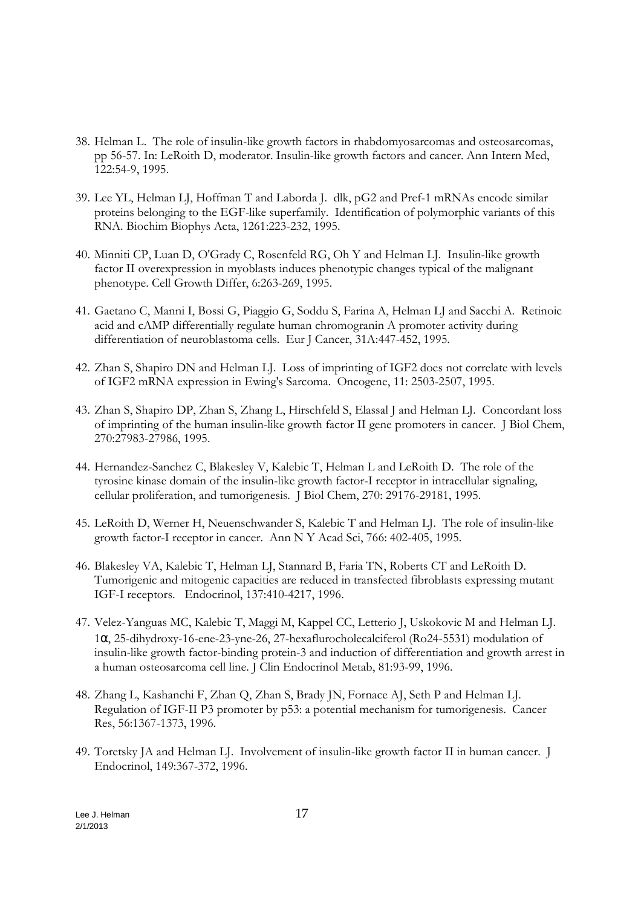38. Helman L. The role of insulin-like growth factors in rhabdomyosarcomas and osteosarcomas, pp 56-57. In: LeRoith D, moderator. Insulin-like growth factors and cancer. Ann Intern Med, 122:54-9, 1995.

39. Lee YL, Helman LJ, Hoffman T and Laborda J. dlk, pG2 and Pref-1 mRNAs encode similar proteins belonging to the EGF-like superfamily. Identification of polymorphic variants of this RNA. Biochim Biophys Acta, 1261:223-232, 1995.

40. Minniti CP, Luan D, O'Grady C, Rosenfeld RG, Oh Y and Helman LJ. Insulin-like growth factor II overexpression in myoblasts induces phenotypic changes typical of the malignant phenotype. Cell Growth Differ, 6:263-269, 1995.

41. Gaetano C, Manni I, Bossi G, Piaggio G, Soddu S, Farina A, Helman LJ and Sacchi A. Retinoic acid and cAMP differentially regulate human chromogranin A promoter activity during differentiation of neuroblastoma cells. Eur J Cancer, 31A:447-452, 1995.

42. Zhan S, Shapiro DN and Helman LJ. Loss of imprinting of IGF2 does not correlate with levels of IGF2 mRNA expression in Ewing's Sarcoma. Oncogene, 11: 2503-2507, 1995.

43. Zhan S, Shapiro DP, Zhan S, Zhang L, Hirschfeld S, Elassal J and Helman LJ. Concordant loss of imprinting of the human insulin-like growth factor II gene promoters in cancer. J Biol Chem, 270:27983-27986, 1995.

44. Hernandez-Sanchez C, Blakesley V, Kalebic T, Helman L and LeRoith D. The role of the tyrosine kinase domain of the insulin-like growth factor-I receptor in intracellular signaling, cellular proliferation, and tumorigenesis. J Biol Chem, 270: 29176-29181, 1995.

45. LeRoith D, Werner H, Neuenschwander S, Kalebic T and Helman LJ. The role of insulin-like growth factor-I receptor in cancer. Ann N Y Acad Sci, 766: 402-405, 1995.

46. Blakesley VA, Kalebic T, Helman LJ, Stannard B, Faria TN, Roberts CT and LeRoith D. Tumorigenic and mitogenic capacities are reduced in transfected fibroblasts expressing mutant IGF-I receptors. Endocrinol, 137:410-4217, 1996.

47. Velez-Yanguas MC, Kalebic T, Maggi M, Kappel CC, Letterio J, Uskokovic M and Helman LJ. 1α, 25-dihydroxy-16-ene-23-yne-26, 27-hexaflurocholecalciferol (Ro24-5531) modulation of insulin-like growth factor-binding protein-3 and induction of differentiation and growth arrest in a human osteosarcoma cell line. J Clin Endocrinol Metab, 81:93-99, 1996.

48. Zhang L, Kashanchi F, Zhan Q, Zhan S, Brady JN, Fornace AJ, Seth P and Helman LJ. Regulation of IGF-II P3 promoter by p53: a potential mechanism for tumorigenesis. Cancer Res, 56:1367-1373, 1996.

49. Toretsky JA and Helman LJ. Involvement of insulin-like growth factor II in human cancer. J Endocrinol, 149:367-372, 1996.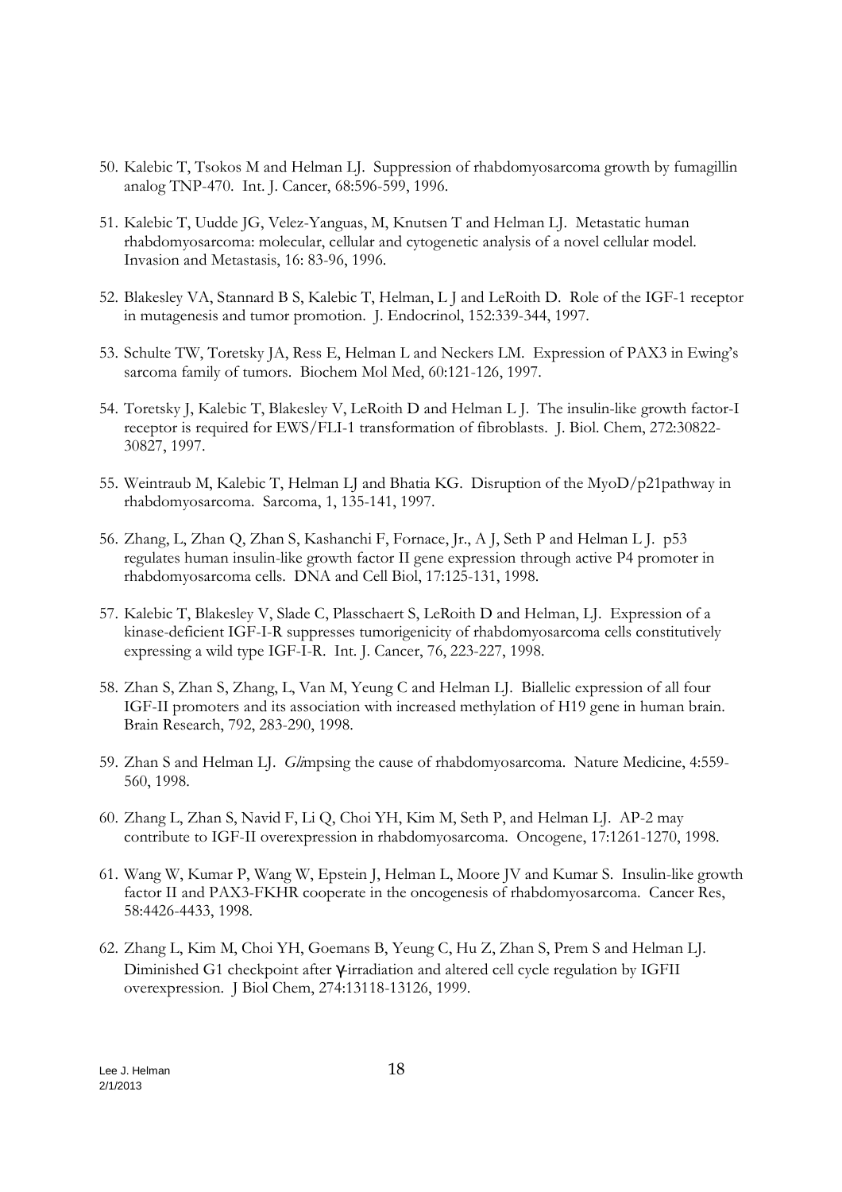50. Kalebic T, Tsokos M and Helman LJ. Suppression of rhabdomyosarcoma growth by fumagillin analog TNP-470. Int. J. Cancer, 68:596-599, 1996.

51. Kalebic T, Uudde JG, Velez-Yanguas, M, Knutsen T and Helman LJ. Metastatic human rhabdomyosarcoma: molecular, cellular and cytogenetic analysis of a novel cellular model. Invasion and Metastasis, 16: 83-96, 1996.

52. Blakesley VA, Stannard B S, Kalebic T, Helman, L J and LeRoith D. Role of the IGF-1 receptor in mutagenesis and tumor promotion. J. Endocrinol, 152:339-344, 1997.

53. Schulte TW, Toretsky JA, Ress E, Helman L and Neckers LM. Expression of PAX3 in Ewing's sarcoma family of tumors. Biochem Mol Med, 60:121-126, 1997.

54. Toretsky J, Kalebic T, Blakesley V, LeRoith D and Helman L J. The insulin-like growth factor-I receptor is required for EWS/FLI-1 transformation of fibroblasts. J. Biol. Chem, 272:30822-30827, 1997.

55. Weintraub M, Kalebic T, Helman LJ and Bhatia KG. Disruption of the MyoD/p21pathway in rhabdomyosarcoma. Sarcoma, 1, 135-141, 1997.

56. Zhang, L, Zhan Q, Zhan S, Kashanchi F, Fornace, Jr., A J, Seth P and Helman L J. p53 regulates human insulin-like growth factor II gene expression through active P4 promoter in rhabdomyosarcoma cells. DNA and Cell Biol, 17:125-131, 1998.

57. Kalebic T, Blakesley V, Slade C, Plasschaert S, LeRoith D and Helman, LJ. Expression of a kinase-deficient IGF-I-R suppresses tumorigenicity of rhabdomyosarcoma cells constitutively expressing a wild type IGF-I-R. Int. J. Cancer, 76, 223-227, 1998.

58. Zhan S, Zhan S, Zhang, L, Van M, Yeung C and Helman LJ. Biallelic expression of all four IGF-II promoters and its association with increased methylation of H19 gene in human brain. Brain Research, 792, 283-290, 1998.

59. Zhan S and Helman LJ. *Gli*mpsing the cause of rhabdomyosarcoma. Nature Medicine, 4:559-560, 1998.

60. Zhang L, Zhan S, Navid F, Li Q, Choi YH, Kim M, Seth P, and Helman LJ. AP-2 may contribute to IGF-II overexpression in rhabdomyosarcoma. Oncogene, 17:1261-1270, 1998.

61. Wang W, Kumar P, Wang W, Epstein J, Helman L, Moore JV and Kumar S. Insulin-like growth factor II and PAX3-FKHR cooperate in the oncogenesis of rhabdomyosarcoma. Cancer Res, 58:4426-4433, 1998.

62. Zhang L, Kim M, Choi YH, Goemans B, Yeung C, Hu Z, Zhan S, Prem S and Helman LJ. Diminished G1 checkpoint after $\gamma$-irradiation and altered cell cycle regulation by IGFII overexpression. J Biol Chem, 274:13118-13126, 1999.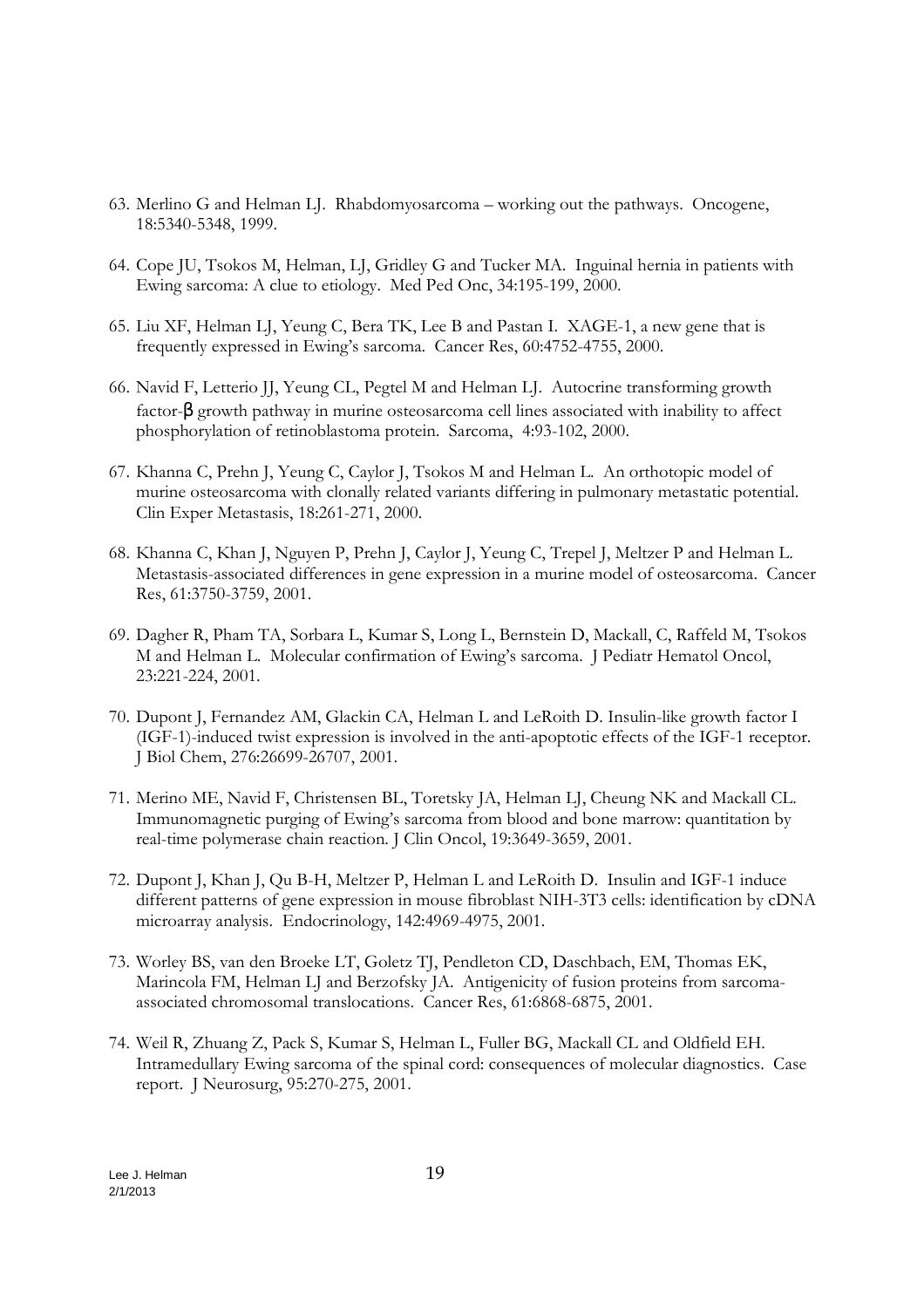63. Merlino G and Helman LJ. Rhabdomyosarcoma – working out the pathways. Oncogene, 18:5340-5348, 1999.

64. Cope JU, Tsokos M, Helman, LJ, Gridley G and Tucker MA. Inguinal hernia in patients with Ewing sarcoma: A clue to etiology. Med Ped Onc, 34:195-199, 2000.

65. Liu XF, Helman LJ, Yeung C, Bera TK, Lee B and Pastan I. XAGE-1, a new gene that is frequently expressed in Ewing's sarcoma. Cancer Res, 60:4752-4755, 2000.

66. Navid F, Letterio JJ, Yeung CL, Pegtel M and Helman LJ. Autocrine transforming growth factor-β growth pathway in murine osteosarcoma cell lines associated with inability to affect phosphorylation of retinoblastoma protein. Sarcoma, 4:93-102, 2000.

67. Khanna C, Prehn J, Yeung C, Caylor J, Tsokos M and Helman L. An orthotopic model of murine osteosarcoma with clonally related variants differing in pulmonary metastatic potential. Clin Exper Metastasis, 18:261-271, 2000.

68. Khanna C, Khan J, Nguyen P, Prehn J, Caylor J, Yeung C, Trepel J, Meltzer P and Helman L. Metastasis-associated differences in gene expression in a murine model of osteosarcoma. Cancer Res, 61:3750-3759, 2001.

69. Dagher R, Pham TA, Sorbara L, Kumar S, Long L, Bernstein D, Mackall, C, Raffeld M, Tsokos M and Helman L. Molecular confirmation of Ewing's sarcoma. J Pediatr Hematol Oncol, 23:221-224, 2001.

70. Dupont J, Fernandez AM, Glackin CA, Helman L and LeRoith D. Insulin-like growth factor I (IGF-1)-induced twist expression is involved in the anti-apoptotic effects of the IGF-1 receptor. J Biol Chem, 276:26699-26707, 2001.

71. Merino ME, Navid F, Christensen BL, Toretsky JA, Helman LJ, Cheung NK and Mackall CL. Immunomagnetic purging of Ewing's sarcoma from blood and bone marrow: quantitation by real-time polymerase chain reaction. J Clin Oncol, 19:3649-3659, 2001.

72. Dupont J, Khan J, Qu B-H, Meltzer P, Helman L and LeRoith D. Insulin and IGF-1 induce different patterns of gene expression in mouse fibroblast NIH-3T3 cells: identification by cDNA microarray analysis. Endocrinology, 142:4969-4975, 2001.

73. Worley BS, van den Broeke LT, Goletz TJ, Pendleton CD, Daschbach, EM, Thomas EK, Marincola FM, Helman LJ and Berzofsky JA. Antigenicity of fusion proteins from sarcoma-associated chromosomal translocations. Cancer Res, 61:6868-6875, 2001.

74. Weil R, Zhuang Z, Pack S, Kumar S, Helman L, Fuller BG, Mackall CL and Oldfield EH. Intramedullary Ewing sarcoma of the spinal cord: consequences of molecular diagnostics. Case report. J Neurosurg, 95:270-275, 2001.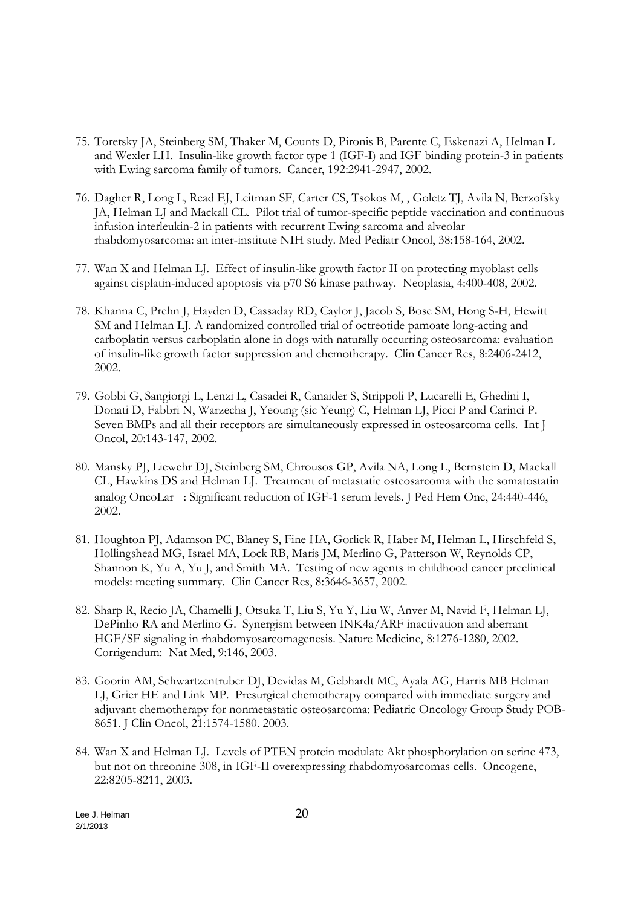75. Toretsky JA, Steinberg SM, Thaker M, Counts D, Pironis B, Parente C, Eskenazi A, Helman L and Wexler LH. Insulin-like growth factor type 1 (IGF-I) and IGF binding protein-3 in patients with Ewing sarcoma family of tumors. Cancer, 192:2941-2947, 2002.

76. Dagher R, Long L, Read EJ, Leitman SF, Carter CS, Tsokos M, , Goletz TJ, Avila N, Berzofsky JA, Helman LJ and Mackall CL. Pilot trial of tumor-specific peptide vaccination and continuous infusion interleukin-2 in patients with recurrent Ewing sarcoma and alveolar rhabdomyosarcoma: an inter-institute NIH study. Med Pediatr Oncol, 38:158-164, 2002.

77. Wan X and Helman LJ. Effect of insulin-like growth factor II on protecting myoblast cells against cisplatin-induced apoptosis via p70 S6 kinase pathway. Neoplasia, 4:400-408, 2002.

78. Khanna C, Prehn J, Hayden D, Cassaday RD, Caylor J, Jacob S, Bose SM, Hong S-H, Hewitt SM and Helman LJ. A randomized controlled trial of octreotide pamoate long-acting and carboplatin versus carboplatin alone in dogs with naturally occurring osteosarcoma: evaluation of insulin-like growth factor suppression and chemotherapy. Clin Cancer Res, 8:2406-2412, 2002.

79. Gobbi G, Sangiorgi L, Lenzi L, Casadei R, Canaider S, Strippoli P, Lucarelli E, Ghedini I, Donati D, Fabbri N, Warzecha J, Yeoung (sic Yeung) C, Helman LJ, Picci P and Carinci P. Seven BMPs and all their receptors are simultaneously expressed in osteosarcoma cells. Int J Oncol, 20:143-147, 2002.

80. Mansky PJ, Liewehr DJ, Steinberg SM, Chrousos GP, Avila NA, Long L, Bernstein D, Mackall CL, Hawkins DS and Helman LJ. Treatment of metastatic osteosarcoma with the somatostatin analog OncoLar : Significant reduction of IGF-1 serum levels. J Ped Hem Onc, 24:440-446, 2002.

81. Houghton PJ, Adamson PC, Blaney S, Fine HA, Gorlick R, Haber M, Helman L, Hirschfeld S, Hollingshead MG, Israel MA, Lock RB, Maris JM, Merlino G, Patterson W, Reynolds CP, Shannon K, Yu A, Yu J, and Smith MA. Testing of new agents in childhood cancer preclinical models: meeting summary. Clin Cancer Res, 8:3646-3657, 2002.

82. Sharp R, Recio JA, Chamelli J, Otsuka T, Liu S, Yu Y, Liu W, Anver M, Navid F, Helman LJ, DePinho RA and Merlino G. Synergism between INK4a/ARF inactivation and aberrant HGF/SF signaling in rhabdomyosarcomagenesis. Nature Medicine, 8:1276-1280, 2002. Corrigendum: Nat Med, 9:146, 2003.

83. Goorin AM, Schwartzentruber DJ, Devidas M, Gebhardt MC, Ayala AG, Harris MB Helman LJ, Grier HE and Link MP. Presurgical chemotherapy compared with immediate surgery and adjuvant chemotherapy for nonmetastatic osteosarcoma: Pediatric Oncology Group Study POB-8651. J Clin Oncol, 21:1574-1580. 2003.

84. Wan X and Helman LJ. Levels of PTEN protein modulate Akt phosphorylation on serine 473, but not on threonine 308, in IGF-II overexpressing rhabdomyosarcomas cells. Oncogene, 22:8205-8211, 2003.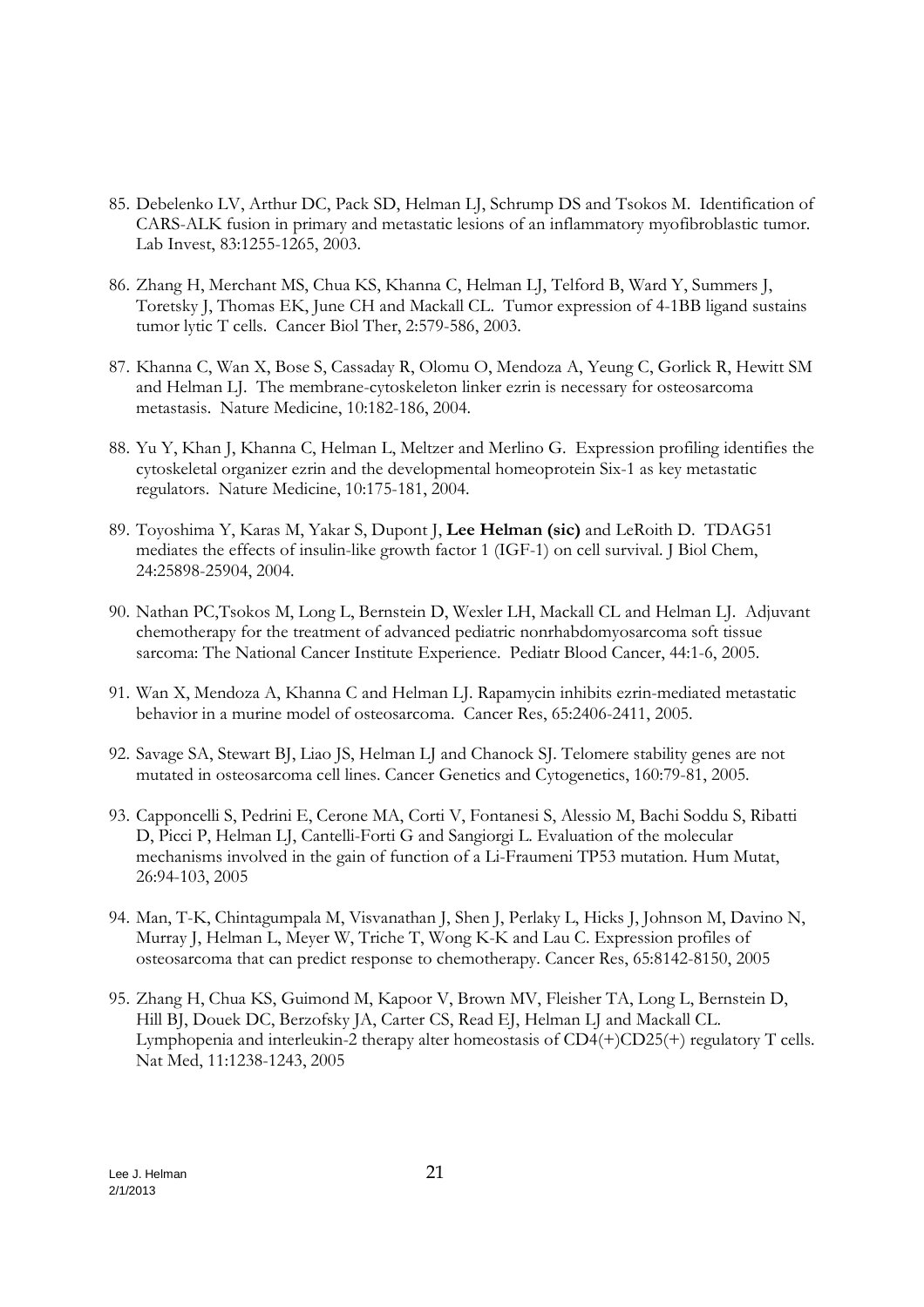85. Debelenko LV, Arthur DC, Pack SD, Helman LJ, Schrump DS and Tsokos M. Identification of CARS-ALK fusion in primary and metastatic lesions of an inflammatory myofibroblastic tumor. Lab Invest, 83:1255-1265, 2003.

86. Zhang H, Merchant MS, Chua KS, Khanna C, Helman LJ, Telford B, Ward Y, Summers J, Toretsky J, Thomas EK, June CH and Mackall CL. Tumor expression of 4-1BB ligand sustains tumor lytic T cells. Cancer Biol Ther, 2:579-586, 2003.

87. Khanna C, Wan X, Bose S, Cassaday R, Olomu O, Mendoza A, Yeung C, Gorlick R, Hewitt SM and Helman LJ. The membrane-cytoskeleton linker ezrin is necessary for osteosarcoma metastasis. Nature Medicine, 10:182-186, 2004.

88. Yu Y, Khan J, Khanna C, Helman L, Meltzer and Merlino G. Expression profiling identifies the cytoskeletal organizer ezrin and the developmental homeoprotein Six-1 as key metastatic regulators. Nature Medicine, 10:175-181, 2004.

89. Toyoshima Y, Karas M, Yakar S, Dupont J, **Lee Helman (sic)** and LeRoith D. TDAG51 mediates the effects of insulin-like growth factor 1 (IGF-1) on cell survival. J Biol Chem, 24:25898-25904, 2004.

90. Nathan PC,Tsokos M, Long L, Bernstein D, Wexler LH, Mackall CL and Helman LJ. Adjuvant chemotherapy for the treatment of advanced pediatric nonrhabdomyosarcoma soft tissue sarcoma: The National Cancer Institute Experience. Pediatr Blood Cancer, 44:1-6, 2005.

91. Wan X, Mendoza A, Khanna C and Helman LJ. Rapamycin inhibits ezrin-mediated metastatic behavior in a murine model of osteosarcoma. Cancer Res, 65:2406-2411, 2005.

92. Savage SA, Stewart BJ, Liao JS, Helman LJ and Chanock SJ. Telomere stability genes are not mutated in osteosarcoma cell lines. Cancer Genetics and Cytogenetics, 160:79-81, 2005.

93. Capponcelli S, Pedrini E, Cerone MA, Corti V, Fontanesi S, Alessio M, Bachi Soddu S, Ribatti D, Picci P, Helman LJ, Cantelli-Forti G and Sangiorgi L. Evaluation of the molecular mechanisms involved in the gain of function of a Li-Fraumeni TP53 mutation. Hum Mutat, 26:94-103, 2005

94. Man, T-K, Chintagumpala M, Visvanathan J, Shen J, Perlaky L, Hicks J, Johnson M, Davino N, Murray J, Helman L, Meyer W, Triche T, Wong K-K and Lau C. Expression profiles of osteosarcoma that can predict response to chemotherapy. Cancer Res, 65:8142-8150, 2005

95. Zhang H, Chua KS, Guimond M, Kapoor V, Brown MV, Fleisher TA, Long L, Bernstein D, Hill BJ, Douek DC, Berzofsky JA, Carter CS, Read EJ, Helman LJ and Mackall CL. Lymphopenia and interleukin-2 therapy alter homeostasis of CD4(+)CD25(+) regulatory T cells. Nat Med, 11:1238-1243, 2005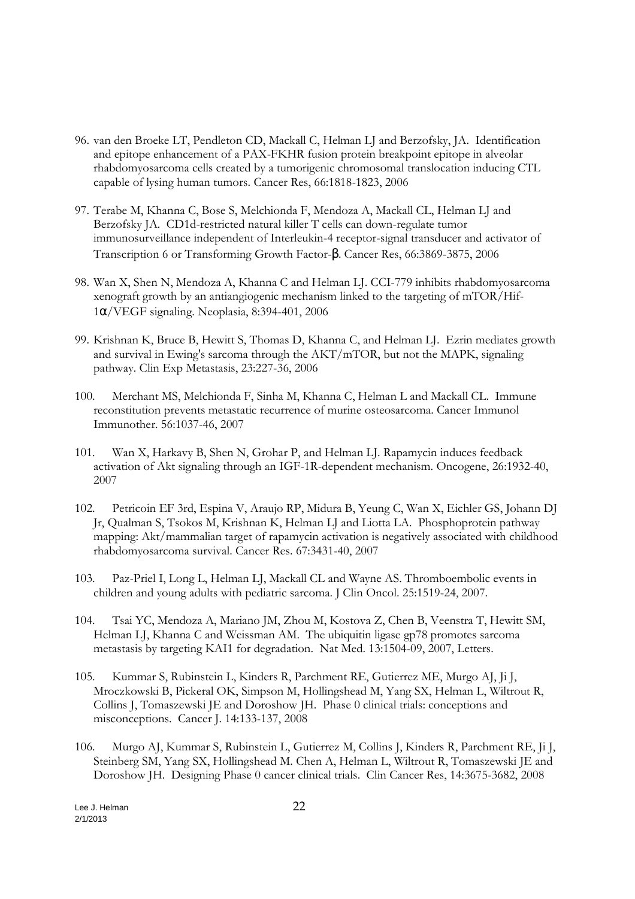96. van den Broeke LT, Pendleton CD, Mackall C, Helman LJ and Berzofsky, JA. Identification and epitope enhancement of a PAX-FKHR fusion protein breakpoint epitope in alveolar rhabdomyosarcoma cells created by a tumorigenic chromosomal translocation inducing CTL capable of lysing human tumors. Cancer Res, 66:1818-1823, 2006

97. Terabe M, Khanna C, Bose S, Melchionda F, Mendoza A, Mackall CL, Helman LJ and Berzofsky JA. CD1d-restricted natural killer T cells can down-regulate tumor immunosurveillance independent of Interleukin-4 receptor-signal transducer and activator of Transcription 6 or Transforming Growth Factor-β. Cancer Res, 66:3869-3875, 2006

98. Wan X, Shen N, Mendoza A, Khanna C and Helman LJ. CCI-779 inhibits rhabdomyosarcoma xenograft growth by an antiangiogenic mechanism linked to the targeting of mTOR/Hif-1α/VEGF signaling. Neoplasia, 8:394-401, 2006

99. Krishnan K, Bruce B, Hewitt S, Thomas D, Khanna C, and Helman LJ. Ezrin mediates growth and survival in Ewing's sarcoma through the AKT/mTOR, but not the MAPK, signaling pathway. Clin Exp Metastasis, 23:227-36, 2006

100. Merchant MS, Melchionda F, Sinha M, Khanna C, Helman L and Mackall CL. Immune reconstitution prevents metastatic recurrence of murine osteosarcoma. Cancer Immunol Immunother. 56:1037-46, 2007

101. Wan X, Harkavy B, Shen N, Grohar P, and Helman LJ. Rapamycin induces feedback activation of Akt signaling through an IGF-1R-dependent mechanism. Oncogene, 26:1932-40, 2007

102. Petricoin EF 3rd, Espina V, Araujo RP, Midura B, Yeung C, Wan X, Eichler GS, Johann DJ Jr, Qualman S, Tsokos M, Krishnan K, Helman LJ and Liotta LA. Phosphoprotein pathway mapping: Akt/mammalian target of rapamycin activation is negatively associated with childhood rhabdomyosarcoma survival. Cancer Res. 67:3431-40, 2007

103. Paz-Priel I, Long L, Helman LJ, Mackall CL and Wayne AS. Thromboembolic events in children and young adults with pediatric sarcoma. J Clin Oncol. 25:1519-24, 2007.

104. Tsai YC, Mendoza A, Mariano JM, Zhou M, Kostova Z, Chen B, Veenstra T, Hewitt SM, Helman LJ, Khanna C and Weissman AM. The ubiquitin ligase gp78 promotes sarcoma metastasis by targeting KAI1 for degradation. Nat Med. 13:1504-09, 2007, Letters.

105. Kummar S, Rubinstein L, Kinders R, Parchment RE, Gutierrez ME, Murgo AJ, Ji J, Mroczkowski B, Pickeral OK, Simpson M, Hollingshead M, Yang SX, Helman L, Wiltrout R, Collins J, Tomaszewski JE and Doroshow JH. Phase 0 clinical trials: conceptions and misconceptions. Cancer J. 14:133-137, 2008

106. Murgo AJ, Kummar S, Rubinstein L, Gutierrez M, Collins J, Kinders R, Parchment RE, Ji J, Steinberg SM, Yang SX, Hollingshead M. Chen A, Helman L, Wiltrout R, Tomaszewski JE and Doroshow JH. Designing Phase 0 cancer clinical trials. Clin Cancer Res, 14:3675-3682, 2008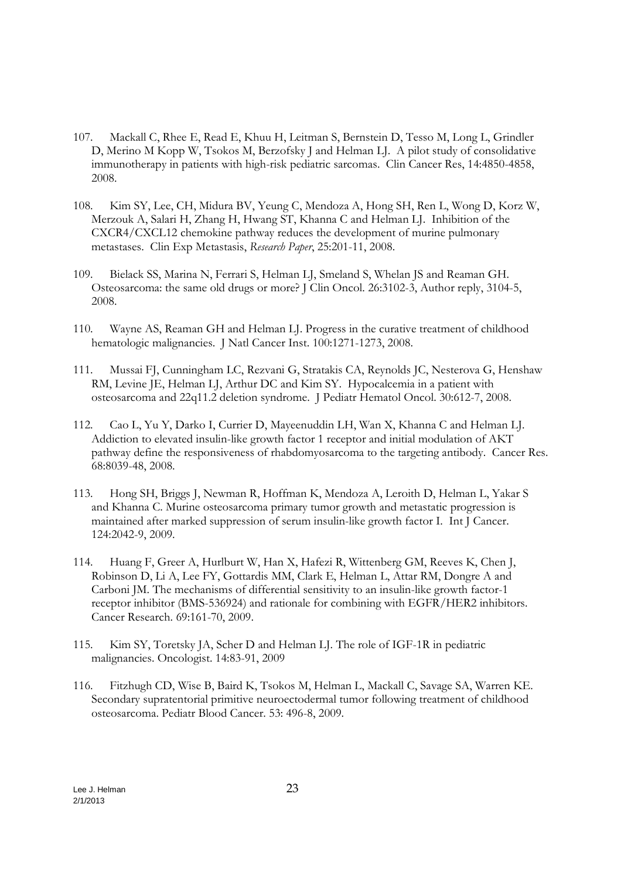107. Mackall C, Rhee E, Read E, Khuu H, Leitman S, Bernstein D, Tesso M, Long L, Grindler D, Merino M Kopp W, Tsokos M, Berzofsky J and Helman LJ. A pilot study of consolidative immunotherapy in patients with high-risk pediatric sarcomas. Clin Cancer Res, 14:4850-4858, 2008.

108. Kim SY, Lee, CH, Midura BV, Yeung C, Mendoza A, Hong SH, Ren L, Wong D, Korz W, Merzouk A, Salari H, Zhang H, Hwang ST, Khanna C and Helman LJ. Inhibition of the CXCR4/CXCL12 chemokine pathway reduces the development of murine pulmonary metastases. Clin Exp Metastasis, *Research Paper*, 25:201-11, 2008.

109. Bielack SS, Marina N, Ferrari S, Helman LJ, Smeland S, Whelan JS and Reaman GH. Osteosarcoma: the same old drugs or more? J Clin Oncol. 26:3102-3, Author reply, 3104-5, 2008.

110. Wayne AS, Reaman GH and Helman LJ. Progress in the curative treatment of childhood hematologic malignancies. J Natl Cancer Inst. 100:1271-1273, 2008.

111. Mussai FJ, Cunningham LC, Rezvani G, Stratakis CA, Reynolds JC, Nesterova G, Henshaw RM, Levine JE, Helman LJ, Arthur DC and Kim SY. Hypocalcemia in a patient with osteosarcoma and 22q11.2 deletion syndrome. J Pediatr Hematol Oncol. 30:612-7, 2008.

112. Cao L, Yu Y, Darko I, Currier D, Mayeenuddin LH, Wan X, Khanna C and Helman LJ. Addiction to elevated insulin-like growth factor 1 receptor and initial modulation of AKT pathway define the responsiveness of rhabdomyosarcoma to the targeting antibody. Cancer Res. 68:8039-48, 2008.

113. Hong SH, Briggs J, Newman R, Hoffman K, Mendoza A, Leroith D, Helman L, Yakar S and Khanna C. Murine osteosarcoma primary tumor growth and metastatic progression is maintained after marked suppression of serum insulin-like growth factor I. Int J Cancer. 124:2042-9, 2009.

114. Huang F, Greer A, Hurlburt W, Han X, Hafezi R, Wittenberg GM, Reeves K, Chen J, Robinson D, Li A, Lee FY, Gottardis MM, Clark E, Helman L, Attar RM, Dongre A and Carboni JM. The mechanisms of differential sensitivity to an insulin-like growth factor-1 receptor inhibitor (BMS-536924) and rationale for combining with EGFR/HER2 inhibitors. Cancer Research. 69:161-70, 2009.

115. Kim SY, Toretsky JA, Scher D and Helman LJ. The role of IGF-1R in pediatric malignancies. Oncologist. 14:83-91, 2009

116. Fitzhugh CD, Wise B, Baird K, Tsokos M, Helman L, Mackall C, Savage SA, Warren KE. Secondary supratentorial primitive neuroectodermal tumor following treatment of childhood osteosarcoma. Pediatr Blood Cancer. 53: 496-8, 2009.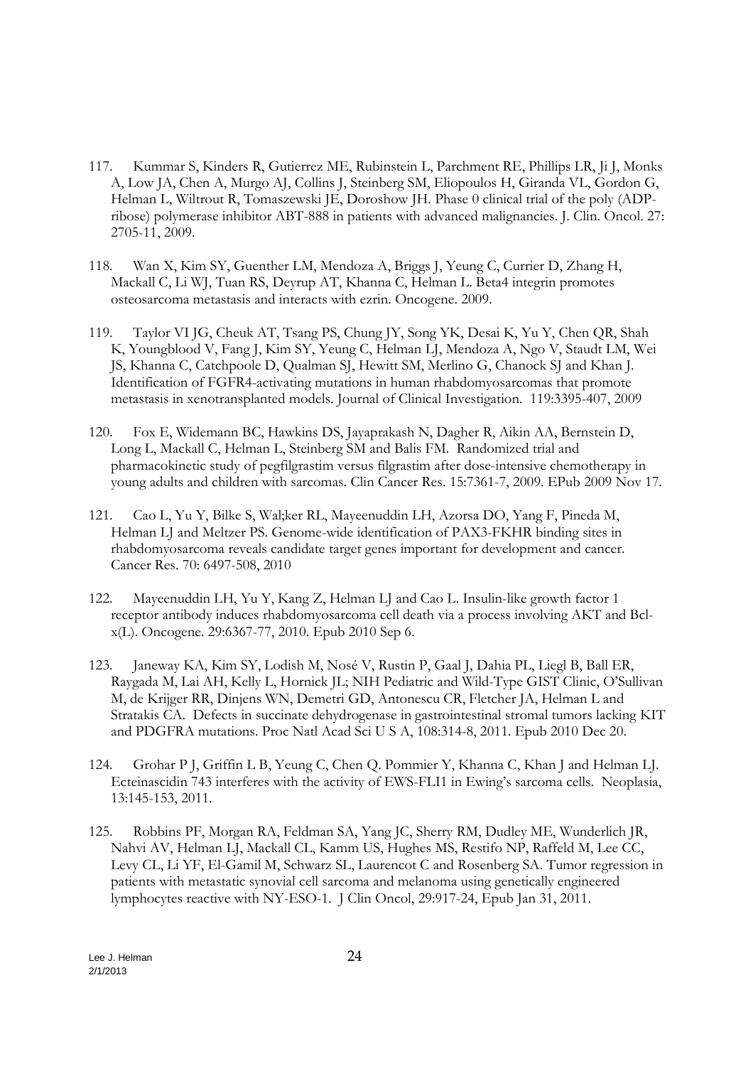117. Kummar S, Kinders R, Gutierrez ME, Rubinstein L, Parchment RE, Phillips LR, Ji J, Monks A, Low JA, Chen A, Murgo AJ, Collins J, Steinberg SM, Eliopoulos H, Giranda VL, Gordon G, Helman L, Wiltrout R, Tomaszewski JE, Doroshow JH. Phase 0 clinical trial of the poly (ADP-ribose) polymerase inhibitor ABT-888 in patients with advanced malignancies. J. Clin. Oncol. 27: 2705-11, 2009.

118. Wan X, Kim SY, Guenther LM, Mendoza A, Briggs J, Yeung C, Currier D, Zhang H, Mackall C, Li WJ, Tuan RS, Deyrup AT, Khanna C, Helman L. Beta4 integrin promotes osteosarcoma metastasis and interacts with ezrin. Oncogene. 2009.

119. Taylor VI JG, Cheuk AT, Tsang PS, Chung JY, Song YK, Desai K, Yu Y, Chen QR, Shah K, Youngblood V, Fang J, Kim SY, Yeung C, Helman LJ, Mendoza A, Ngo V, Staudt LM, Wei JS, Khanna C, Catchpoole D, Qualman SJ, Hewitt SM, Merlino G, Chanock SJ and Khan J. Identification of FGFR4-activating mutations in human rhabdomyosarcomas that promote metastasis in xenotransplanted models. Journal of Clinical Investigation. 119:3395-407, 2009

120. Fox E, Widemann BC, Hawkins DS, Jayaprakash N, Dagher R, Aikin AA, Bernstein D, Long L, Mackall C, Helman L, Steinberg SM and Balis FM. Randomized trial and pharmacokinetic study of pegfilgrastim versus filgrastim after dose-intensive chemotherapy in young adults and children with sarcomas. Clin Cancer Res. 15:7361-7, 2009. EPub 2009 Nov 17.

121. Cao L, Yu Y, Bilke S, Wal;ker RL, Mayeenuddin LH, Azorsa DO, Yang F, Pineda M, Helman LJ and Meltzer PS. Genome-wide identification of PAX3-FKHR binding sites in rhabdomyosarcoma reveals candidate target genes important for development and cancer. Cancer Res. 70: 6497-508, 2010

122. Mayeenuddin LH, Yu Y, Kang Z, Helman LJ and Cao L. Insulin-like growth factor 1 receptor antibody induces rhabdomyosarcoma cell death via a process involving AKT and Bcl-x(L). Oncogene. 29:6367-77, 2010. Epub 2010 Sep 6.

123. Janeway KA, Kim SY, Lodish M, Nosé V, Rustin P, Gaal J, Dahia PL, Liegl B, Ball ER, Raygada M, Lai AH, Kelly L, Hornick JL; NIH Pediatric and Wild-Type GIST Clinic, O'Sullivan M, de Krijger RR, Dinjens WN, Demetri GD, Antonescu CR, Fletcher JA, Helman L and Stratakis CA. Defects in succinate dehydrogenase in gastrointestinal stromal tumors lacking KIT and PDGFRA mutations. Proc Natl Acad Sci U S A, 108:314-8, 2011. Epub 2010 Dec 20.

124. Grohar P J, Griffin L B, Yeung C, Chen Q. Pommier Y, Khanna C, Khan J and Helman LJ. Ecteinascidin 743 interferes with the activity of EWS-FLI1 in Ewing's sarcoma cells. Neoplasia, 13:145-153, 2011.

125. Robbins PF, Morgan RA, Feldman SA, Yang JC, Sherry RM, Dudley ME, Wunderlich JR, Nahvi AV, Helman LJ, Mackall CL, Kamm US, Hughes MS, Restifo NP, Raffeld M, Lee CC, Levy CL, Li YF, El-Gamil M, Schwarz SL, Laurencot C and Rosenberg SA. Tumor regression in patients with metastatic synovial cell sarcoma and melanoma using genetically engineered lymphocytes reactive with NY-ESO-1. J Clin Oncol, 29:917-24, Epub Jan 31, 2011.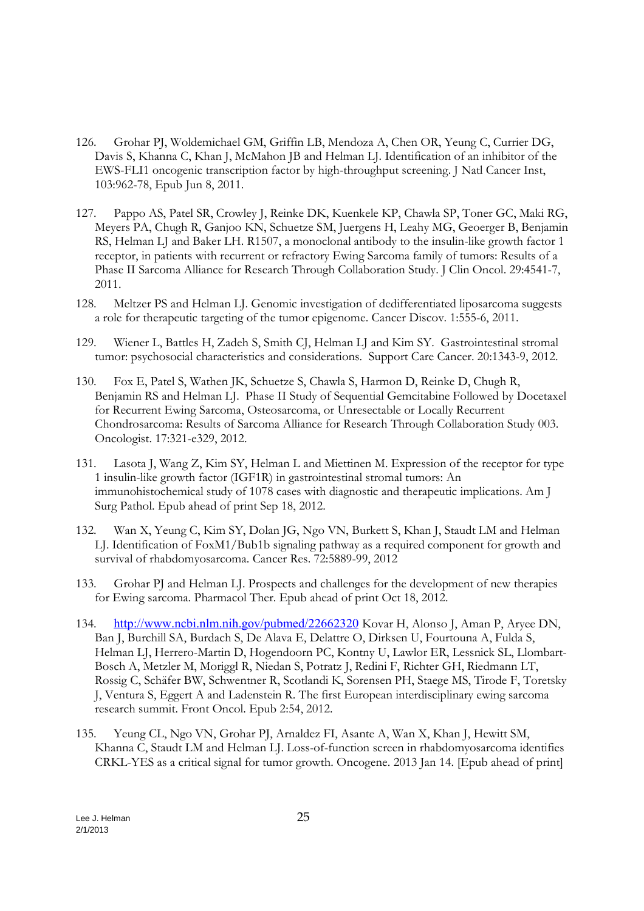126. Grohar PJ, Woldemichael GM, Griffin LB, Mendoza A, Chen OR, Yeung C, Currier DG, Davis S, Khanna C, Khan J, McMahon JB and Helman LJ. Identification of an inhibitor of the EWS-FLI1 oncogenic transcription factor by high-throughput screening. J Natl Cancer Inst, 103:962-78, Epub Jun 8, 2011.

127. Pappo AS, Patel SR, Crowley J, Reinke DK, Kuenkele KP, Chawla SP, Toner GC, Maki RG, Meyers PA, Chugh R, Ganjoo KN, Schuetze SM, Juergens H, Leahy MG, Geoerger B, Benjamin RS, Helman LJ and Baker LH. R1507, a monoclonal antibody to the insulin-like growth factor 1 receptor, in patients with recurrent or refractory Ewing Sarcoma family of tumors: Results of a Phase II Sarcoma Alliance for Research Through Collaboration Study. J Clin Oncol. 29:4541-7, 2011.

128. Meltzer PS and Helman LJ. Genomic investigation of dedifferentiated liposarcoma suggests a role for therapeutic targeting of the tumor epigenome. Cancer Discov. 1:555-6, 2011.

129. Wiener L, Battles H, Zadeh S, Smith CJ, Helman LJ and Kim SY. Gastrointestinal stromal tumor: psychosocial characteristics and considerations. Support Care Cancer. 20:1343-9, 2012.

130. Fox E, Patel S, Wathen JK, Schuetze S, Chawla S, Harmon D, Reinke D, Chugh R, Benjamin RS and Helman LJ. Phase II Study of Sequential Gemcitabine Followed by Docetaxel for Recurrent Ewing Sarcoma, Osteosarcoma, or Unresectable or Locally Recurrent Chondrosarcoma: Results of Sarcoma Alliance for Research Through Collaboration Study 003. Oncologist. 17:321-e329, 2012.

131. Lasota J, Wang Z, Kim SY, Helman L and Miettinen M. Expression of the receptor for type 1 insulin-like growth factor (IGF1R) in gastrointestinal stromal tumors: An immunohistochemical study of 1078 cases with diagnostic and therapeutic implications. Am J Surg Pathol. Epub ahead of print Sep 18, 2012.

132. Wan X, Yeung C, Kim SY, Dolan JG, Ngo VN, Burkett S, Khan J, Staudt LM and Helman LJ. Identification of FoxM1/Bub1b signaling pathway as a required component for growth and survival of rhabdomyosarcoma. Cancer Res. 72:5889-99, 2012

133. Grohar PJ and Helman LJ. Prospects and challenges for the development of new therapies for Ewing sarcoma. Pharmacol Ther. Epub ahead of print Oct 18, 2012.

134. http://www.ncbi.nlm.nih.gov/pubmed/22662320 Kovar H, Alonso J, Aman P, Aryee DN, Ban J, Burchill SA, Burdach S, De Alava E, Delattre O, Dirksen U, Fourtouna A, Fulda S, Helman LJ, Herrero-Martin D, Hogendoorn PC, Kontny U, Lawlor ER, Lessnick SL, Llombart-Bosch A, Metzler M, Moriggl R, Niedan S, Potratz J, Redini F, Richter GH, Riedmann LT, Rossig C, Schäfer BW, Schwentner R, Scotlandi K, Sorensen PH, Staege MS, Tirode F, Toretsky J, Ventura S, Eggert A and Ladenstein R. The first European interdisciplinary ewing sarcoma research summit. Front Oncol. Epub 2:54, 2012.

135. Yeung CL, Ngo VN, Grohar PJ, Arnaldez FI, Asante A, Wan X, Khan J, Hewitt SM, Khanna C, Staudt LM and Helman LJ. Loss-of-function screen in rhabdomyosarcoma identifies CRKL-YES as a critical signal for tumor growth. Oncogene. 2013 Jan 14. [Epub ahead of print]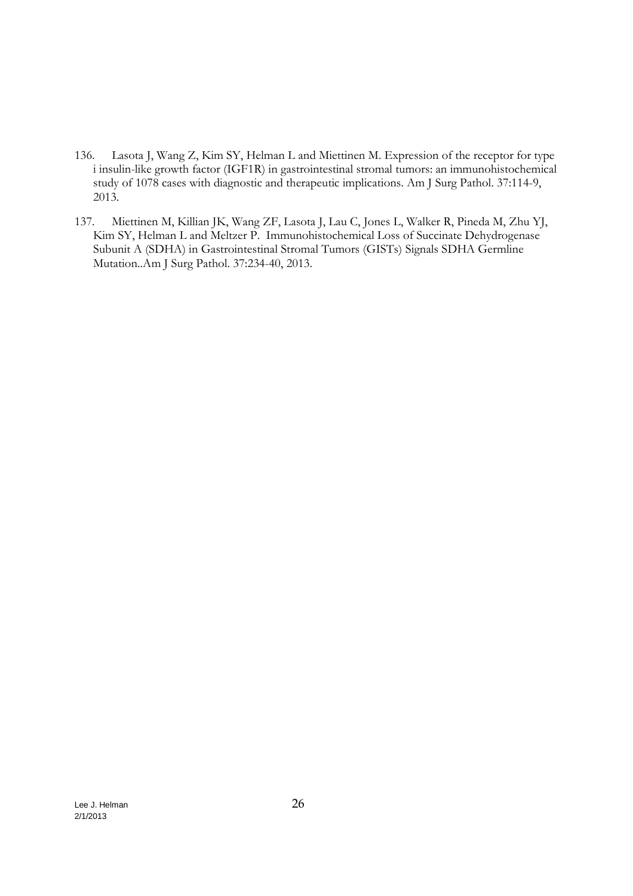136. Lasota J, Wang Z, Kim SY, Helman L and Miettinen M. Expression of the receptor for type i insulin-like growth factor (IGF1R) in gastrointestinal stromal tumors: an immunohistochemical study of 1078 cases with diagnostic and therapeutic implications. Am J Surg Pathol. 37:114-9, 2013.

137. Miettinen M, Killian JK, Wang ZF, Lasota J, Lau C, Jones L, Walker R, Pineda M, Zhu YJ, Kim SY, Helman L and Meltzer P. Immunohistochemical Loss of Succinate Dehydrogenase Subunit A (SDHA) in Gastrointestinal Stromal Tumors (GISTs) Signals SDHA Germline Mutation..Am J Surg Pathol. 37:234-40, 2013.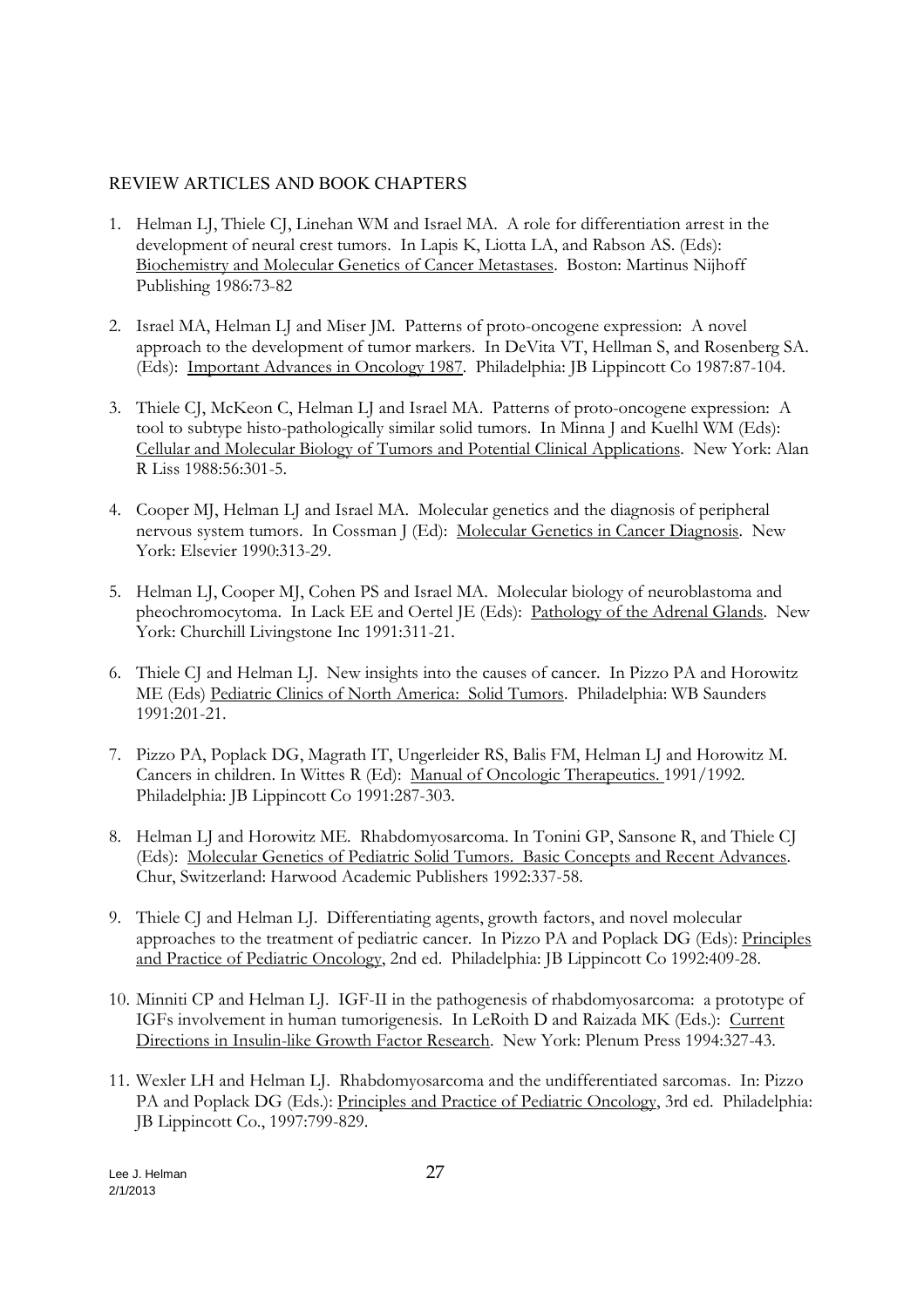## REVIEW ARTICLES AND BOOK CHAPTERS

1. Helman LJ, Thiele CJ, Linehan WM and Israel MA. A role for differentiation arrest in the development of neural crest tumors. In Lapis K, Liotta LA, and Rabson AS. (Eds): Biochemistry and Molecular Genetics of Cancer Metastases. Boston: Martinus Nijhoff Publishing 1986:73-82

2. Israel MA, Helman LJ and Miser JM. Patterns of proto-oncogene expression: A novel approach to the development of tumor markers. In DeVita VT, Hellman S, and Rosenberg SA. (Eds): Important Advances in Oncology 1987. Philadelphia: JB Lippincott Co 1987:87-104.

3. Thiele CJ, McKeon C, Helman LJ and Israel MA. Patterns of proto-oncogene expression: A tool to subtype histo-pathologically similar solid tumors. In Minna J and Kuelhl WM (Eds): Cellular and Molecular Biology of Tumors and Potential Clinical Applications. New York: Alan R Liss 1988:56:301-5.

4. Cooper MJ, Helman LJ and Israel MA. Molecular genetics and the diagnosis of peripheral nervous system tumors. In Cossman J (Ed): Molecular Genetics in Cancer Diagnosis. New York: Elsevier 1990:313-29.

5. Helman LJ, Cooper MJ, Cohen PS and Israel MA. Molecular biology of neuroblastoma and pheochromocytoma. In Lack EE and Oertel JE (Eds): Pathology of the Adrenal Glands. New York: Churchill Livingstone Inc 1991:311-21.

6. Thiele CJ and Helman LJ. New insights into the causes of cancer. In Pizzo PA and Horowitz ME (Eds) Pediatric Clinics of North America: Solid Tumors. Philadelphia: WB Saunders 1991:201-21.

7. Pizzo PA, Poplack DG, Magrath IT, Ungerleider RS, Balis FM, Helman LJ and Horowitz M. Cancers in children. In Wittes R (Ed): Manual of Oncologic Therapeutics. 1991/1992. Philadelphia: JB Lippincott Co 1991:287-303.

8. Helman LJ and Horowitz ME. Rhabdomyosarcoma. In Tonini GP, Sansone R, and Thiele CJ (Eds): Molecular Genetics of Pediatric Solid Tumors. Basic Concepts and Recent Advances. Chur, Switzerland: Harwood Academic Publishers 1992:337-58.

9. Thiele CJ and Helman LJ. Differentiating agents, growth factors, and novel molecular approaches to the treatment of pediatric cancer. In Pizzo PA and Poplack DG (Eds): Principles and Practice of Pediatric Oncology, 2nd ed. Philadelphia: JB Lippincott Co 1992:409-28.

10. Minniti CP and Helman LJ. IGF-II in the pathogenesis of rhabdomyosarcoma: a prototype of IGFs involvement in human tumorigenesis. In LeRoith D and Raizada MK (Eds.): Current Directions in Insulin-like Growth Factor Research. New York: Plenum Press 1994:327-43.

11. Wexler LH and Helman LJ. Rhabdomyosarcoma and the undifferentiated sarcomas. In: Pizzo PA and Poplack DG (Eds.): Principles and Practice of Pediatric Oncology, 3rd ed. Philadelphia: JB Lippincott Co., 1997:799-829.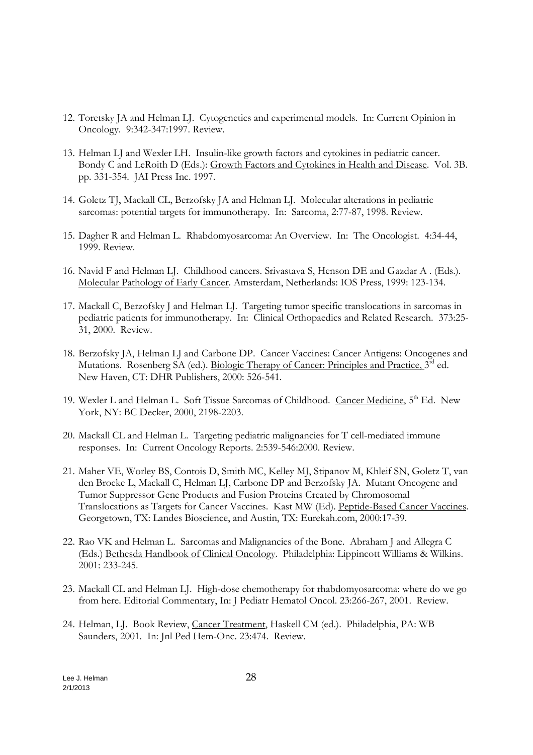12. Toretsky JA and Helman LJ. Cytogenetics and experimental models. In: Current Opinion in Oncology. 9:342-347:1997. Review.

13. Helman LJ and Wexler LH. Insulin-like growth factors and cytokines in pediatric cancer. Bondy C and LeRoith D (Eds.): Growth Factors and Cytokines in Health and Disease. Vol. 3B. pp. 331-354. JAI Press Inc. 1997.

14. Goletz TJ, Mackall CL, Berzofsky JA and Helman LJ. Molecular alterations in pediatric sarcomas: potential targets for immunotherapy. In: Sarcoma, 2:77-87, 1998. Review.

15. Dagher R and Helman L. Rhabdomyosarcoma: An Overview. In: The Oncologist. 4:34-44, 1999. Review.

16. Navid F and Helman LJ. Childhood cancers. Srivastava S, Henson DE and Gazdar A . (Eds.). Molecular Pathology of Early Cancer. Amsterdam, Netherlands: IOS Press, 1999: 123-134.

17. Mackall C, Berzofsky J and Helman LJ. Targeting tumor specific translocations in sarcomas in pediatric patients for immunotherapy. In: Clinical Orthopaedics and Related Research. 373:25-31, 2000. Review.

18. Berzofsky JA, Helman LJ and Carbone DP. Cancer Vaccines: Cancer Antigens: Oncogenes and Mutations. Rosenberg SA (ed.). Biologic Therapy of Cancer: Principles and Practice, 3rd ed. New Haven, CT: DHR Publishers, 2000: 526-541.

19. Wexler L and Helman L. Soft Tissue Sarcomas of Childhood. Cancer Medicine, 5th Ed. New York, NY: BC Decker, 2000, 2198-2203.

20. Mackall CL and Helman L. Targeting pediatric malignancies for T cell-mediated immune responses. In: Current Oncology Reports. 2:539-546:2000. Review.

21. Maher VE, Worley BS, Contois D, Smith MC, Kelley MJ, Stipanov M, Khleif SN, Goletz T, van den Broeke L, Mackall C, Helman LJ, Carbone DP and Berzofsky JA. Mutant Oncogene and Tumor Suppressor Gene Products and Fusion Proteins Created by Chromosomal Translocations as Targets for Cancer Vaccines. Kast MW (Ed). Peptide-Based Cancer Vaccines. Georgetown, TX: Landes Bioscience, and Austin, TX: Eurekah.com, 2000:17-39.

22. Rao VK and Helman L. Sarcomas and Malignancies of the Bone. Abraham J and Allegra C (Eds.) Bethesda Handbook of Clinical Oncology. Philadelphia: Lippincott Williams & Wilkins. 2001: 233-245.

23. Mackall CL and Helman LJ. High-dose chemotherapy for rhabdomyosarcoma: where do we go from here. Editorial Commentary, In: J Pediatr Hematol Oncol. 23:266-267, 2001. Review.

24. Helman, LJ. Book Review, Cancer Treatment, Haskell CM (ed.). Philadelphia, PA: WB Saunders, 2001. In: Jnl Ped Hem-Onc. 23:474. Review.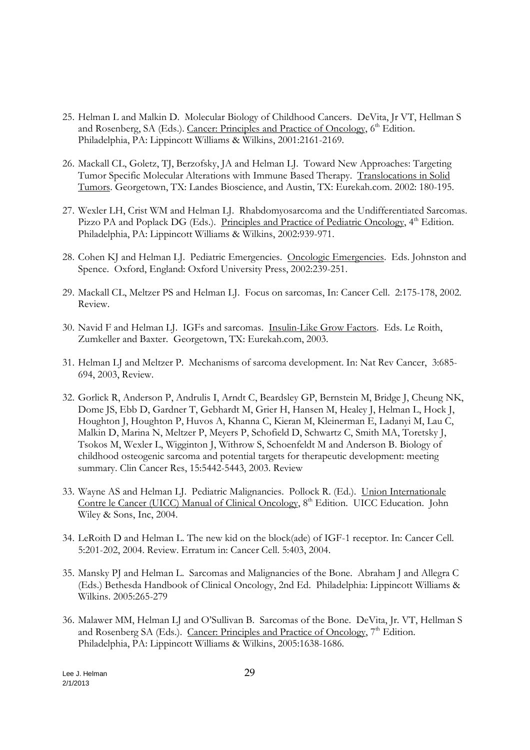25. Helman L and Malkin D. Molecular Biology of Childhood Cancers. DeVita, Jr VT, Hellman S and Rosenberg, SA (Eds.). Cancer: Principles and Practice of Oncology, 6th Edition. Philadelphia, PA: Lippincott Williams & Wilkins, 2001:2161-2169.

26. Mackall CL, Goletz, TJ, Berzofsky, JA and Helman LJ. Toward New Approaches: Targeting Tumor Specific Molecular Alterations with Immune Based Therapy. Translocations in Solid Tumors. Georgetown, TX: Landes Bioscience, and Austin, TX: Eurekah.com. 2002: 180-195.

27. Wexler LH, Crist WM and Helman LJ. Rhabdomyosarcoma and the Undifferentiated Sarcomas. Pizzo PA and Poplack DG (Eds.). Principles and Practice of Pediatric Oncology, 4th Edition. Philadelphia, PA: Lippincott Williams & Wilkins, 2002:939-971.

28. Cohen KJ and Helman LJ. Pediatric Emergencies. Oncologic Emergencies. Eds. Johnston and Spence. Oxford, England: Oxford University Press, 2002:239-251.

29. Mackall CL, Meltzer PS and Helman LJ. Focus on sarcomas, In: Cancer Cell. 2:175-178, 2002. Review.

30. Navid F and Helman LJ. IGFs and sarcomas. Insulin-Like Grow Factors. Eds. Le Roith, Zumkeller and Baxter. Georgetown, TX: Eurekah.com, 2003.

31. Helman LJ and Meltzer P. Mechanisms of sarcoma development. In: Nat Rev Cancer, 3:685-694, 2003, Review.

32. Gorlick R, Anderson P, Andrulis I, Arndt C, Beardsley GP, Bernstein M, Bridge J, Cheung NK, Dome JS, Ebb D, Gardner T, Gebhardt M, Grier H, Hansen M, Healey J, Helman L, Hock J, Houghton J, Houghton P, Huvos A, Khanna C, Kieran M, Kleinerman E, Ladanyi M, Lau C, Malkin D, Marina N, Meltzer P, Meyers P, Schofield D, Schwartz C, Smith MA, Toretsky J, Tsokos M, Wexler L, Wigginton J, Withrow S, Schoenfeldt M and Anderson B. Biology of childhood osteogenic sarcoma and potential targets for therapeutic development: meeting summary. Clin Cancer Res, 15:5442-5443, 2003. Review

33. Wayne AS and Helman LJ. Pediatric Malignancies. Pollock R. (Ed.). Union Internationale Contre le Cancer (UICC) Manual of Clinical Oncology, 8th Edition. UICC Education. John Wiley & Sons, Inc, 2004.

34. LeRoith D and Helman L. The new kid on the block(ade) of IGF-1 receptor. In: Cancer Cell. 5:201-202, 2004. Review. Erratum in: Cancer Cell. 5:403, 2004.

35. Mansky PJ and Helman L. Sarcomas and Malignancies of the Bone. Abraham J and Allegra C (Eds.) Bethesda Handbook of Clinical Oncology, 2nd Ed. Philadelphia: Lippincott Williams & Wilkins. 2005:265-279

36. Malawer MM, Helman LJ and O'Sullivan B. Sarcomas of the Bone. DeVita, Jr. VT, Hellman S and Rosenberg SA (Eds.). Cancer: Principles and Practice of Oncology, 7th Edition. Philadelphia, PA: Lippincott Williams & Wilkins, 2005:1638-1686.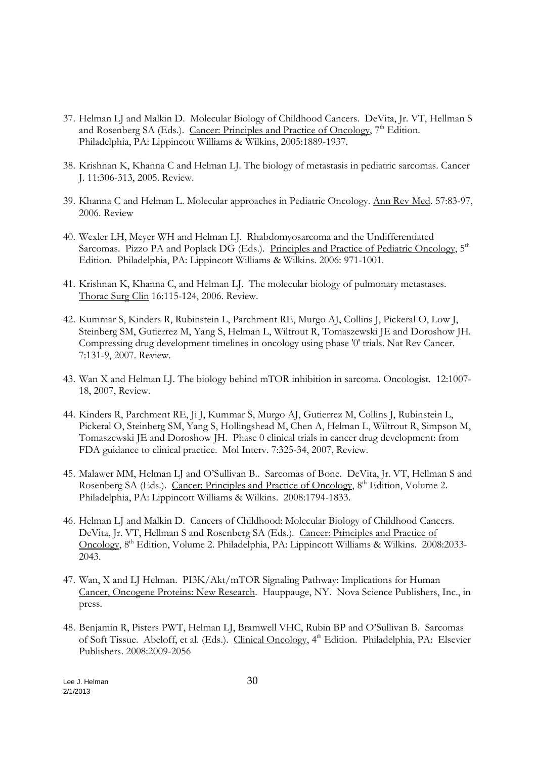37. Helman LJ and Malkin D. Molecular Biology of Childhood Cancers. DeVita, Jr. VT, Hellman S and Rosenberg SA (Eds.). Cancer: Principles and Practice of Oncology, 7th Edition. Philadelphia, PA: Lippincott Williams & Wilkins, 2005:1889-1937.

38. Krishnan K, Khanna C and Helman LJ. The biology of metastasis in pediatric sarcomas. Cancer J. 11:306-313, 2005. Review.

39. Khanna C and Helman L. Molecular approaches in Pediatric Oncology. Ann Rev Med. 57:83-97, 2006. Review

40. Wexler LH, Meyer WH and Helman LJ. Rhabdomyosarcoma and the Undifferentiated Sarcomas. Pizzo PA and Poplack DG (Eds.). Principles and Practice of Pediatric Oncology, 5th Edition. Philadelphia, PA: Lippincott Williams & Wilkins. 2006: 971-1001.

41. Krishnan K, Khanna C, and Helman LJ. The molecular biology of pulmonary metastases. Thorac Surg Clin 16:115-124, 2006. Review.

42. Kummar S, Kinders R, Rubinstein L, Parchment RE, Murgo AJ, Collins J, Pickeral O, Low J, Steinberg SM, Gutierrez M, Yang S, Helman L, Wiltrout R, Tomaszewski JE and Doroshow JH. Compressing drug development timelines in oncology using phase '0' trials. Nat Rev Cancer. 7:131-9, 2007. Review.

43. Wan X and Helman LJ. The biology behind mTOR inhibition in sarcoma. Oncologist. 12:1007-18, 2007, Review.

44. Kinders R, Parchment RE, Ji J, Kummar S, Murgo AJ, Gutierrez M, Collins J, Rubinstein L, Pickeral O, Steinberg SM, Yang S, Hollingshead M, Chen A, Helman L, Wiltrout R, Simpson M, Tomaszewski JE and Doroshow JH. Phase 0 clinical trials in cancer drug development: from FDA guidance to clinical practice. Mol Interv. 7:325-34, 2007, Review.

45. Malawer MM, Helman LJ and O'Sullivan B.. Sarcomas of Bone. DeVita, Jr. VT, Hellman S and Rosenberg SA (Eds.). Cancer: Principles and Practice of Oncology, 8th Edition, Volume 2. Philadelphia, PA: Lippincott Williams & Wilkins. 2008:1794-1833.

46. Helman LJ and Malkin D. Cancers of Childhood: Molecular Biology of Childhood Cancers. DeVita, Jr. VT, Hellman S and Rosenberg SA (Eds.). Cancer: Principles and Practice of Oncology, 8th Edition, Volume 2. Philadelphia, PA: Lippincott Williams & Wilkins. 2008:2033-2043.

47. Wan, X and LJ Helman. PI3K/Akt/mTOR Signaling Pathway: Implications for Human Cancer, Oncogene Proteins: New Research. Hauppauge, NY. Nova Science Publishers, Inc., in press.

48. Benjamin R, Pisters PWT, Helman LJ, Bramwell VHC, Rubin BP and O'Sullivan B. Sarcomas of Soft Tissue. Abeloff, et al. (Eds.). Clinical Oncology, 4th Edition. Philadelphia, PA: Elsevier Publishers. 2008:2009-2056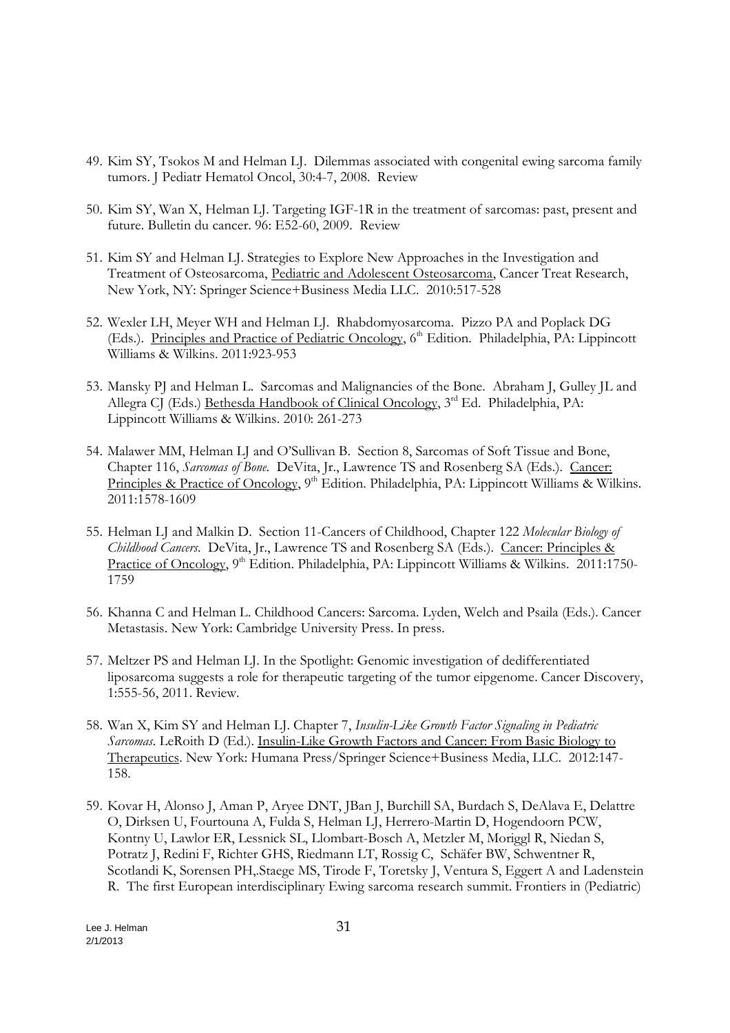49. Kim SY, Tsokos M and Helman LJ. Dilemmas associated with congenital ewing sarcoma family tumors. J Pediatr Hematol Oncol, 30:4-7, 2008. Review

50. Kim SY, Wan X, Helman LJ. Targeting IGF-1R in the treatment of sarcomas: past, present and future. Bulletin du cancer. 96: E52-60, 2009. Review

51. Kim SY and Helman LJ. Strategies to Explore New Approaches in the Investigation and Treatment of Osteosarcoma, Pediatric and Adolescent Osteosarcoma, Cancer Treat Research, New York, NY: Springer Science+Business Media LLC. 2010:517-528

52. Wexler LH, Meyer WH and Helman LJ. Rhabdomyosarcoma. Pizzo PA and Poplack DG (Eds.). Principles and Practice of Pediatric Oncology, 6th Edition. Philadelphia, PA: Lippincott Williams & Wilkins. 2011:923-953

53. Mansky PJ and Helman L. Sarcomas and Malignancies of the Bone. Abraham J, Gulley JL and Allegra CJ (Eds.) Bethesda Handbook of Clinical Oncology, 3rd Ed. Philadelphia, PA: Lippincott Williams & Wilkins. 2010: 261-273

54. Malawer MM, Helman LJ and O'Sullivan B. Section 8, Sarcomas of Soft Tissue and Bone, Chapter 116, *Sarcomas of Bone*. DeVita, Jr., Lawrence TS and Rosenberg SA (Eds.). Cancer: Principles & Practice of Oncology, 9th Edition. Philadelphia, PA: Lippincott Williams & Wilkins. 2011:1578-1609

55. Helman LJ and Malkin D. Section 11-Cancers of Childhood, Chapter 122 *Molecular Biology of Childhood Cancers*. DeVita, Jr., Lawrence TS and Rosenberg SA (Eds.). Cancer: Principles & Practice of Oncology, 9th Edition. Philadelphia, PA: Lippincott Williams & Wilkins. 2011:1750-1759

56. Khanna C and Helman L. Childhood Cancers: Sarcoma. Lyden, Welch and Psaila (Eds.). Cancer Metastasis. New York: Cambridge University Press. In press.

57. Meltzer PS and Helman LJ. In the Spotlight: Genomic investigation of dedifferentiated liposarcoma suggests a role for therapeutic targeting of the tumor eipgenome. Cancer Discovery, 1:555-56, 2011. Review.

58. Wan X, Kim SY and Helman LJ. Chapter 7, *Insulin-Like Growth Factor Signaling in Pediatric Sarcomas*. LeRoith D (Ed.). Insulin-Like Growth Factors and Cancer: From Basic Biology to Therapeutics. New York: Humana Press/Springer Science+Business Media, LLC. 2012:147-158.

59. Kovar H, Alonso J, Aman P, Aryee DNT, JBan J, Burchill SA, Burdach S, DeAlava E, Delattre O, Dirksen U, Fourtouna A, Fulda S, Helman LJ, Herrero-Martin D, Hogendoorn PCW, Kontny U, Lawlor ER, Lessnick SL, Llombart-Bosch A, Metzler M, Moriggl R, Niedan S, Potratz J, Redini F, Richter GHS, Riedmann LT, Rossig C, Schäfer BW, Schwentner R, Scotlandi K, Sorensen PH,.Staege MS, Tirode F, Toretsky J, Ventura S, Eggert A and Ladenstein R. The first European interdisciplinary Ewing sarcoma research summit. Frontiers in (Pediatric)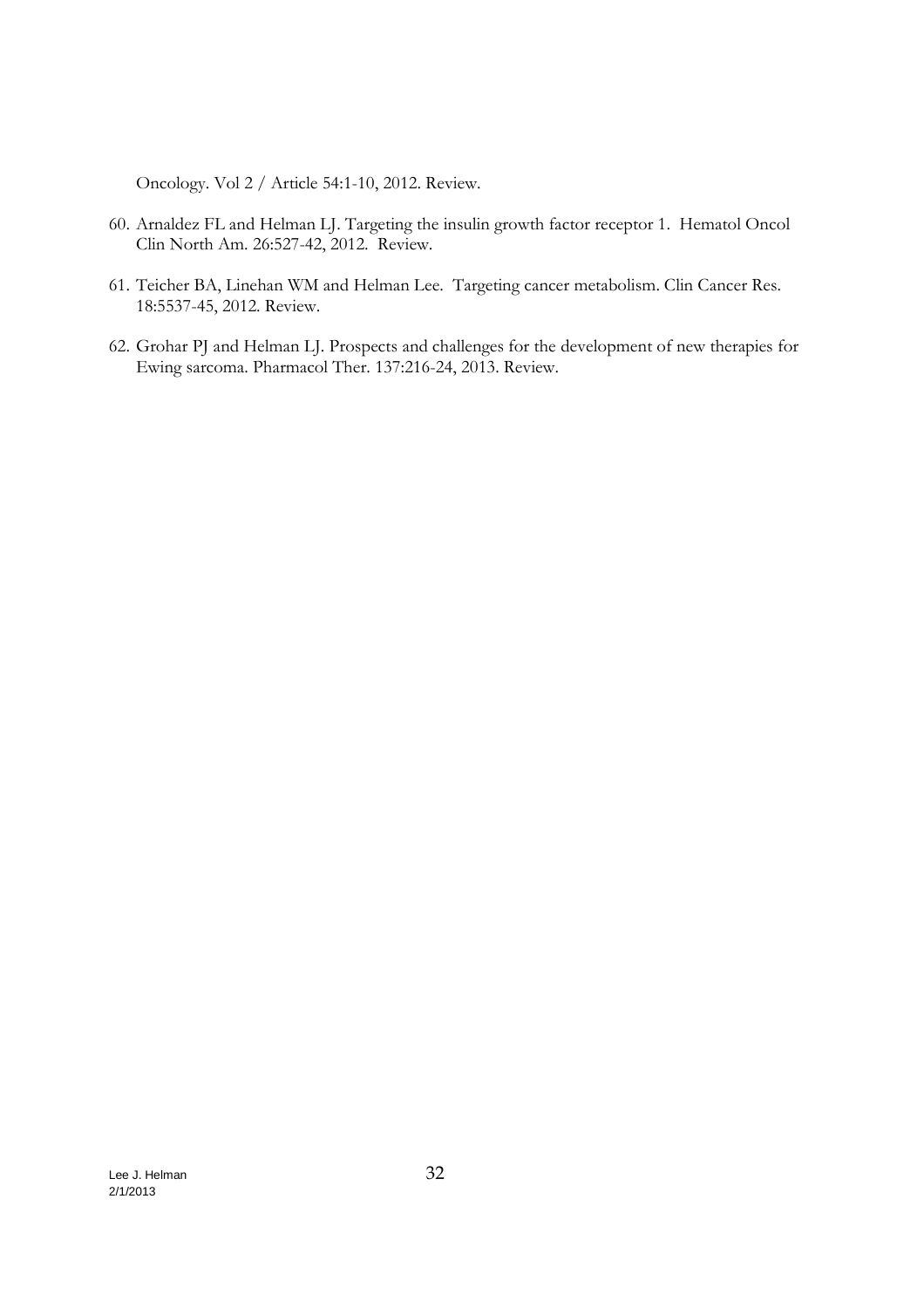Oncology. Vol 2 / Article 54:1-10, 2012. Review.

60. Arnaldez FL and Helman LJ. Targeting the insulin growth factor receptor 1. Hematol Oncol Clin North Am. 26:527-42, 2012. Review.

61. Teicher BA, Linehan WM and Helman Lee. Targeting cancer metabolism. Clin Cancer Res. 18:5537-45, 2012. Review.

62. Grohar PJ and Helman LJ. Prospects and challenges for the development of new therapies for Ewing sarcoma. Pharmacol Ther. 137:216-24, 2013. Review.